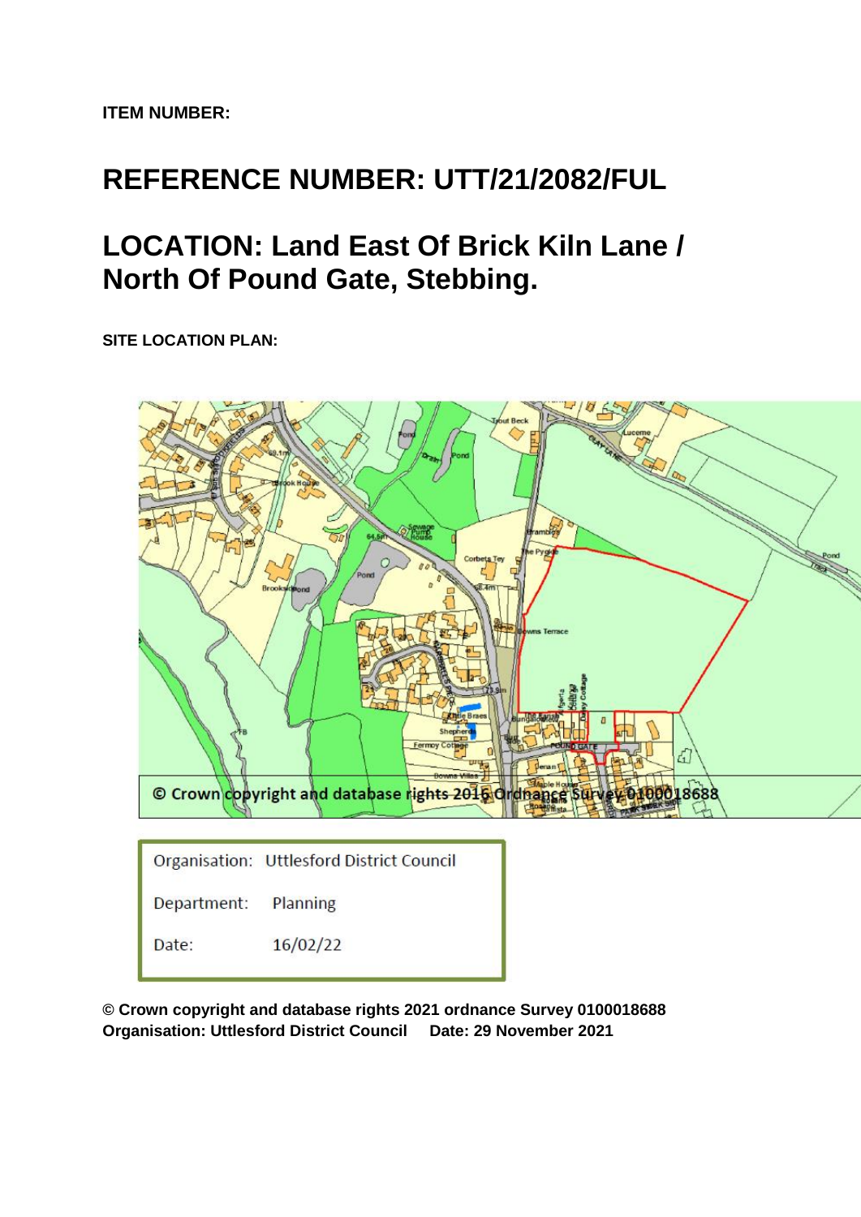**ITEM NUMBER:**

# REFERENCE NUMBER: UTT/21/2082/FUL

# LOCATION: Land East Of Brick Kiln Lane / North Of Pound Gate, Stebbing.

**SITE LOCATION PLAN:**

© Crown copyright and database rights 2016 Ordnance Survey 0100018688

| Organisation: | Uttlesford District Council |
|---|---|
| Department: | Planning |
| Date: | 16/02/22 |

**© Crown copyright and database rights 2021 ordnance Survey 0100018688**
**Organisation: Uttlesford District Council Date: 29 November 2021**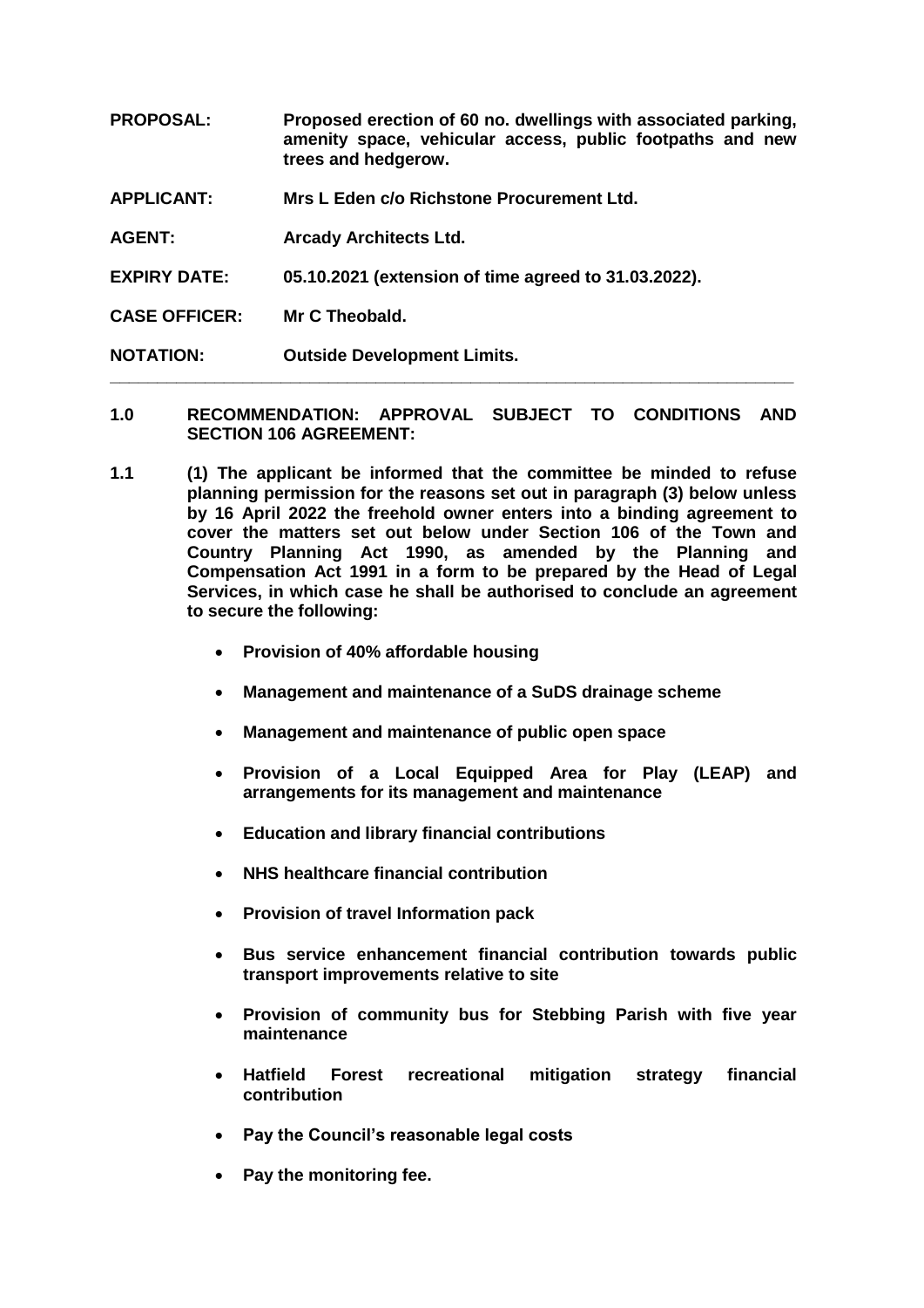**PROPOSAL:** **Proposed erection of 60 no. dwellings with associated parking, amenity space, vehicular access, public footpaths and new trees and hedgerow.**

**APPLICANT:** **Mrs L Eden c/o Richstone Procurement Ltd.**

**AGENT:** **Arcady Architects Ltd.**

**EXPIRY DATE:** **05.10.2021 (extension of time agreed to 31.03.2022).**

**CASE OFFICER:** **Mr C Theobald.**

**NOTATION:** **Outside Development Limits.**

---

## 1.0 RECOMMENDATION: APPROVAL SUBJECT TO CONDITIONS AND SECTION 106 AGREEMENT:

**1.1** **(1) The applicant be informed that the committee be minded to refuse planning permission for the reasons set out in paragraph (3) below unless by 16 April 2022 the freehold owner enters into a binding agreement to cover the matters set out below under Section 106 of the Town and Country Planning Act 1990, as amended by the Planning and Compensation Act 1991 in a form to be prepared by the Head of Legal Services, in which case he shall be authorised to conclude an agreement to secure the following:**

- **Provision of 40% affordable housing**
- **Management and maintenance of a SuDS drainage scheme**
- **Management and maintenance of public open space**
- **Provision of a Local Equipped Area for Play (LEAP) and arrangements for its management and maintenance**
- **Education and library financial contributions**
- **NHS healthcare financial contribution**
- **Provision of travel Information pack**
- **Bus service enhancement financial contribution towards public transport improvements relative to site**
- **Provision of community bus for Stebbing Parish with five year maintenance**
- **Hatfield Forest recreational mitigation strategy financial contribution**
- **Pay the Council's reasonable legal costs**
- **Pay the monitoring fee.**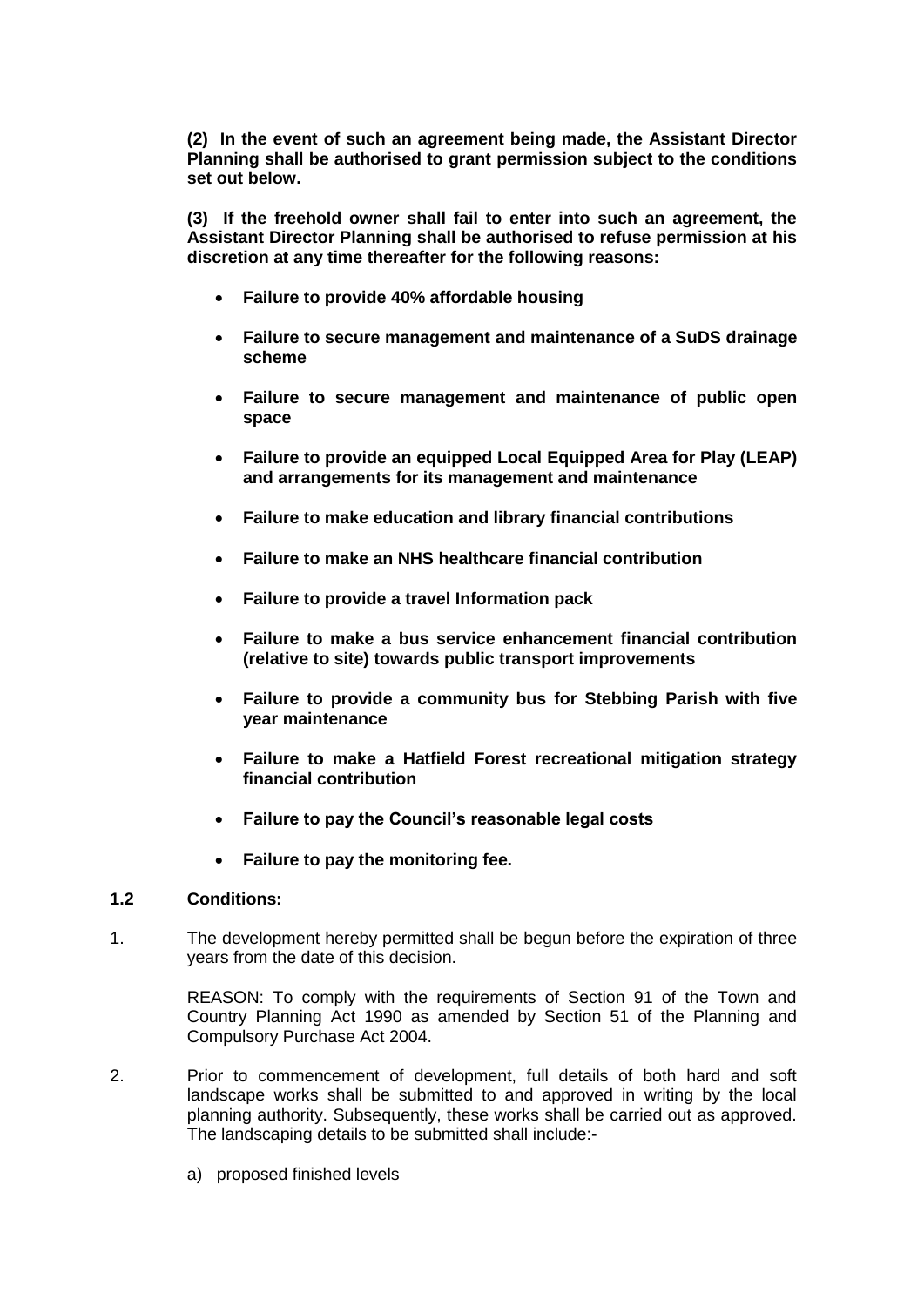**(2) In the event of such an agreement being made, the Assistant Director Planning shall be authorised to grant permission subject to the conditions set out below.**

**(3) If the freehold owner shall fail to enter into such an agreement, the Assistant Director Planning shall be authorised to refuse permission at his discretion at any time thereafter for the following reasons:**

- **Failure to provide 40% affordable housing**
- **Failure to secure management and maintenance of a SuDS drainage scheme**
- **Failure to secure management and maintenance of public open space**
- **Failure to provide an equipped Local Equipped Area for Play (LEAP) and arrangements for its management and maintenance**
- **Failure to make education and library financial contributions**
- **Failure to make an NHS healthcare financial contribution**
- **Failure to provide a travel Information pack**
- **Failure to make a bus service enhancement financial contribution (relative to site) towards public transport improvements**
- **Failure to provide a community bus for Stebbing Parish with five year maintenance**
- **Failure to make a Hatfield Forest recreational mitigation strategy financial contribution**
- **Failure to pay the Council's reasonable legal costs**
- **Failure to pay the monitoring fee.**

**1.2 Conditions:**

1. The development hereby permitted shall be begun before the expiration of three years from the date of this decision.

   REASON: To comply with the requirements of Section 91 of the Town and Country Planning Act 1990 as amended by Section 51 of the Planning and Compulsory Purchase Act 2004.

2. Prior to commencement of development, full details of both hard and soft landscape works shall be submitted to and approved in writing by the local planning authority. Subsequently, these works shall be carried out as approved. The landscaping details to be submitted shall include:-

   a) proposed finished levels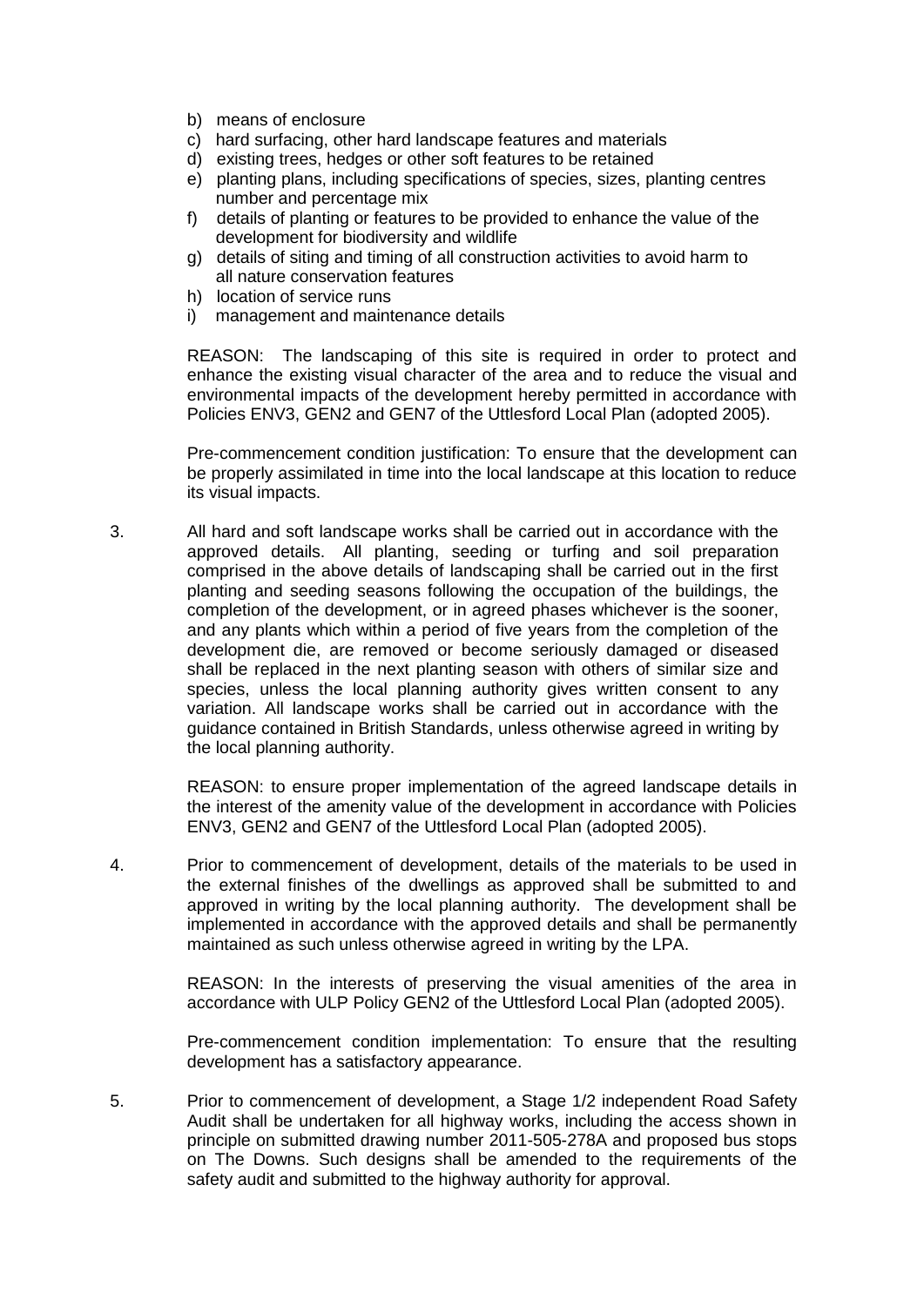b) means of enclosure
c) hard surfacing, other hard landscape features and materials
d) existing trees, hedges or other soft features to be retained
e) planting plans, including specifications of species, sizes, planting centres number and percentage mix
f) details of planting or features to be provided to enhance the value of the development for biodiversity and wildlife
g) details of siting and timing of all construction activities to avoid harm to all nature conservation features
h) location of service runs
i) management and maintenance details

REASON: The landscaping of this site is required in order to protect and enhance the existing visual character of the area and to reduce the visual and environmental impacts of the development hereby permitted in accordance with Policies ENV3, GEN2 and GEN7 of the Uttlesford Local Plan (adopted 2005).

Pre-commencement condition justification: To ensure that the development can be properly assimilated in time into the local landscape at this location to reduce its visual impacts.

3. All hard and soft landscape works shall be carried out in accordance with the approved details. All planting, seeding or turfing and soil preparation comprised in the above details of landscaping shall be carried out in the first planting and seeding seasons following the occupation of the buildings, the completion of the development, or in agreed phases whichever is the sooner, and any plants which within a period of five years from the completion of the development die, are removed or become seriously damaged or diseased shall be replaced in the next planting season with others of similar size and species, unless the local planning authority gives written consent to any variation. All landscape works shall be carried out in accordance with the guidance contained in British Standards, unless otherwise agreed in writing by the local planning authority.

   REASON: to ensure proper implementation of the agreed landscape details in the interest of the amenity value of the development in accordance with Policies ENV3, GEN2 and GEN7 of the Uttlesford Local Plan (adopted 2005).

4. Prior to commencement of development, details of the materials to be used in the external finishes of the dwellings as approved shall be submitted to and approved in writing by the local planning authority. The development shall be implemented in accordance with the approved details and shall be permanently maintained as such unless otherwise agreed in writing by the LPA.

   REASON: In the interests of preserving the visual amenities of the area in accordance with ULP Policy GEN2 of the Uttlesford Local Plan (adopted 2005).

   Pre-commencement condition implementation: To ensure that the resulting development has a satisfactory appearance.

5. Prior to commencement of development, a Stage 1/2 independent Road Safety Audit shall be undertaken for all highway works, including the access shown in principle on submitted drawing number 2011-505-278A and proposed bus stops on The Downs. Such designs shall be amended to the requirements of the safety audit and submitted to the highway authority for approval.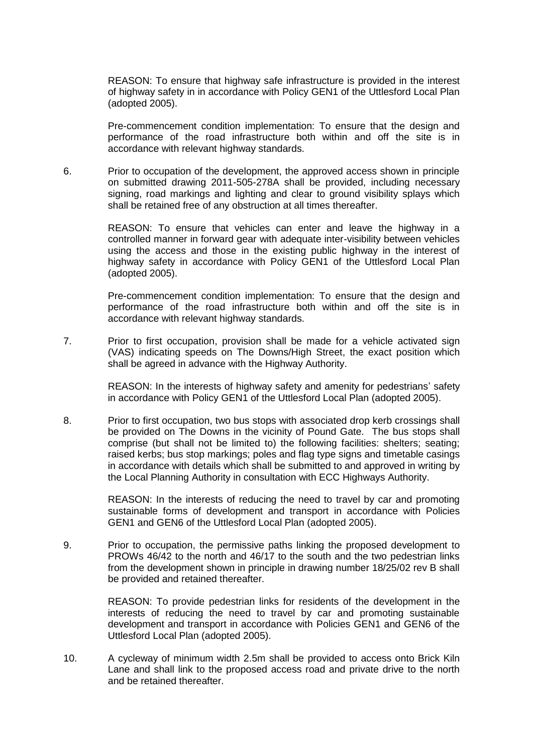REASON: To ensure that highway safe infrastructure is provided in the interest of highway safety in in accordance with Policy GEN1 of the Uttlesford Local Plan (adopted 2005).

Pre-commencement condition implementation: To ensure that the design and performance of the road infrastructure both within and off the site is in accordance with relevant highway standards.

6. Prior to occupation of the development, the approved access shown in principle on submitted drawing 2011-505-278A shall be provided, including necessary signing, road markings and lighting and clear to ground visibility splays which shall be retained free of any obstruction at all times thereafter.

   REASON: To ensure that vehicles can enter and leave the highway in a controlled manner in forward gear with adequate inter-visibility between vehicles using the access and those in the existing public highway in the interest of highway safety in accordance with Policy GEN1 of the Uttlesford Local Plan (adopted 2005).

   Pre-commencement condition implementation: To ensure that the design and performance of the road infrastructure both within and off the site is in accordance with relevant highway standards.

7. Prior to first occupation, provision shall be made for a vehicle activated sign (VAS) indicating speeds on The Downs/High Street, the exact position which shall be agreed in advance with the Highway Authority.

   REASON: In the interests of highway safety and amenity for pedestrians' safety in accordance with Policy GEN1 of the Uttlesford Local Plan (adopted 2005).

8. Prior to first occupation, two bus stops with associated drop kerb crossings shall be provided on The Downs in the vicinity of Pound Gate. The bus stops shall comprise (but shall not be limited to) the following facilities: shelters; seating; raised kerbs; bus stop markings; poles and flag type signs and timetable casings in accordance with details which shall be submitted to and approved in writing by the Local Planning Authority in consultation with ECC Highways Authority.

   REASON: In the interests of reducing the need to travel by car and promoting sustainable forms of development and transport in accordance with Policies GEN1 and GEN6 of the Uttlesford Local Plan (adopted 2005).

9. Prior to occupation, the permissive paths linking the proposed development to PROWs 46/42 to the north and 46/17 to the south and the two pedestrian links from the development shown in principle in drawing number 18/25/02 rev B shall be provided and retained thereafter.

   REASON: To provide pedestrian links for residents of the development in the interests of reducing the need to travel by car and promoting sustainable development and transport in accordance with Policies GEN1 and GEN6 of the Uttlesford Local Plan (adopted 2005).

10. A cycleway of minimum width 2.5m shall be provided to access onto Brick Kiln Lane and shall link to the proposed access road and private drive to the north and be retained thereafter.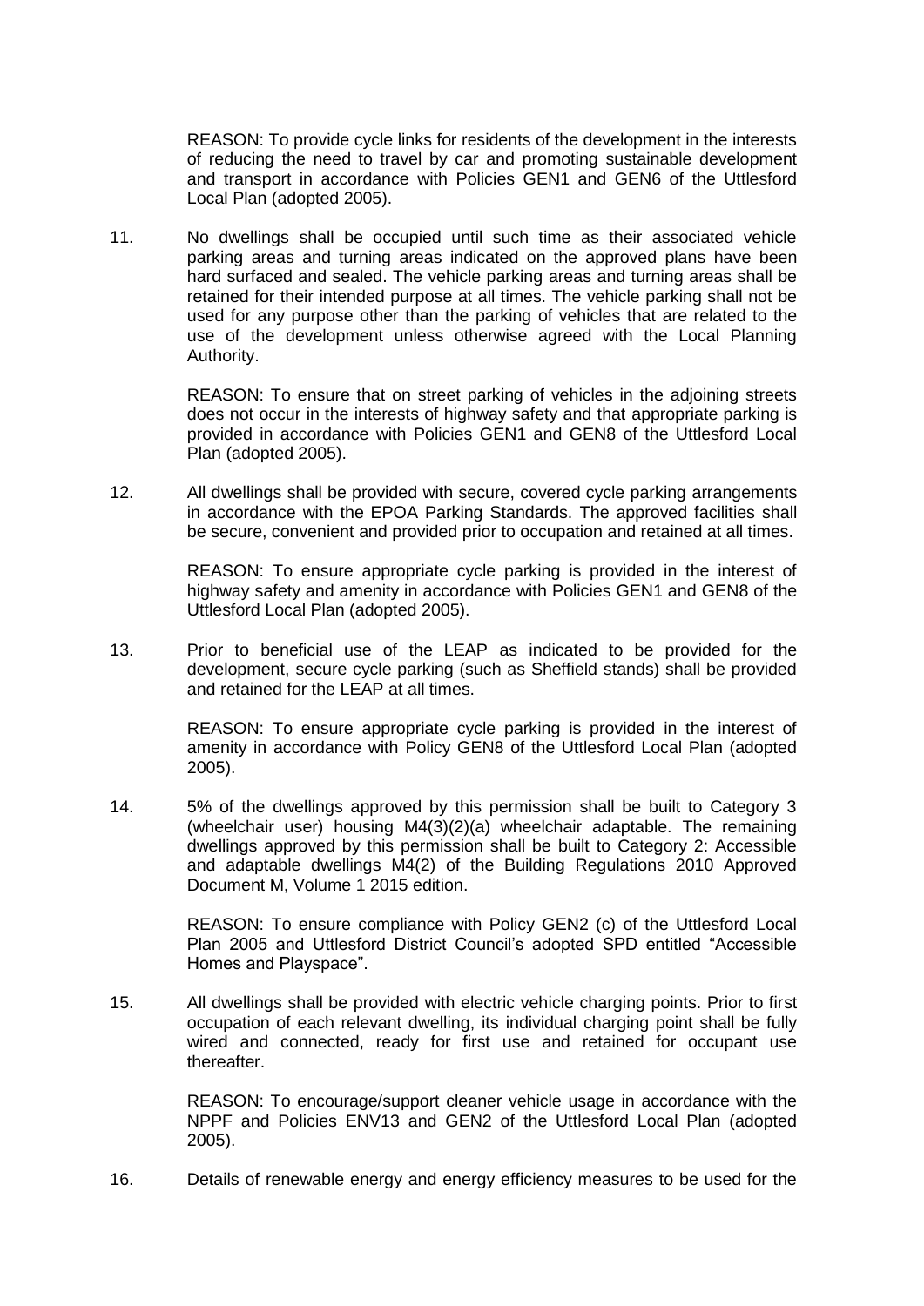REASON: To provide cycle links for residents of the development in the interests of reducing the need to travel by car and promoting sustainable development and transport in accordance with Policies GEN1 and GEN6 of the Uttlesford Local Plan (adopted 2005).

11. No dwellings shall be occupied until such time as their associated vehicle parking areas and turning areas indicated on the approved plans have been hard surfaced and sealed. The vehicle parking areas and turning areas shall be retained for their intended purpose at all times. The vehicle parking shall not be used for any purpose other than the parking of vehicles that are related to the use of the development unless otherwise agreed with the Local Planning Authority.

    REASON: To ensure that on street parking of vehicles in the adjoining streets does not occur in the interests of highway safety and that appropriate parking is provided in accordance with Policies GEN1 and GEN8 of the Uttlesford Local Plan (adopted 2005).

12. All dwellings shall be provided with secure, covered cycle parking arrangements in accordance with the EPOA Parking Standards. The approved facilities shall be secure, convenient and provided prior to occupation and retained at all times.

    REASON: To ensure appropriate cycle parking is provided in the interest of highway safety and amenity in accordance with Policies GEN1 and GEN8 of the Uttlesford Local Plan (adopted 2005).

13. Prior to beneficial use of the LEAP as indicated to be provided for the development, secure cycle parking (such as Sheffield stands) shall be provided and retained for the LEAP at all times.

    REASON: To ensure appropriate cycle parking is provided in the interest of amenity in accordance with Policy GEN8 of the Uttlesford Local Plan (adopted 2005).

14. 5% of the dwellings approved by this permission shall be built to Category 3 (wheelchair user) housing M4(3)(2)(a) wheelchair adaptable. The remaining dwellings approved by this permission shall be built to Category 2: Accessible and adaptable dwellings M4(2) of the Building Regulations 2010 Approved Document M, Volume 1 2015 edition.

    REASON: To ensure compliance with Policy GEN2 (c) of the Uttlesford Local Plan 2005 and Uttlesford District Council's adopted SPD entitled "Accessible Homes and Playspace".

15. All dwellings shall be provided with electric vehicle charging points. Prior to first occupation of each relevant dwelling, its individual charging point shall be fully wired and connected, ready for first use and retained for occupant use thereafter.

    REASON: To encourage/support cleaner vehicle usage in accordance with the NPPF and Policies ENV13 and GEN2 of the Uttlesford Local Plan (adopted 2005).

16. Details of renewable energy and energy efficiency measures to be used for the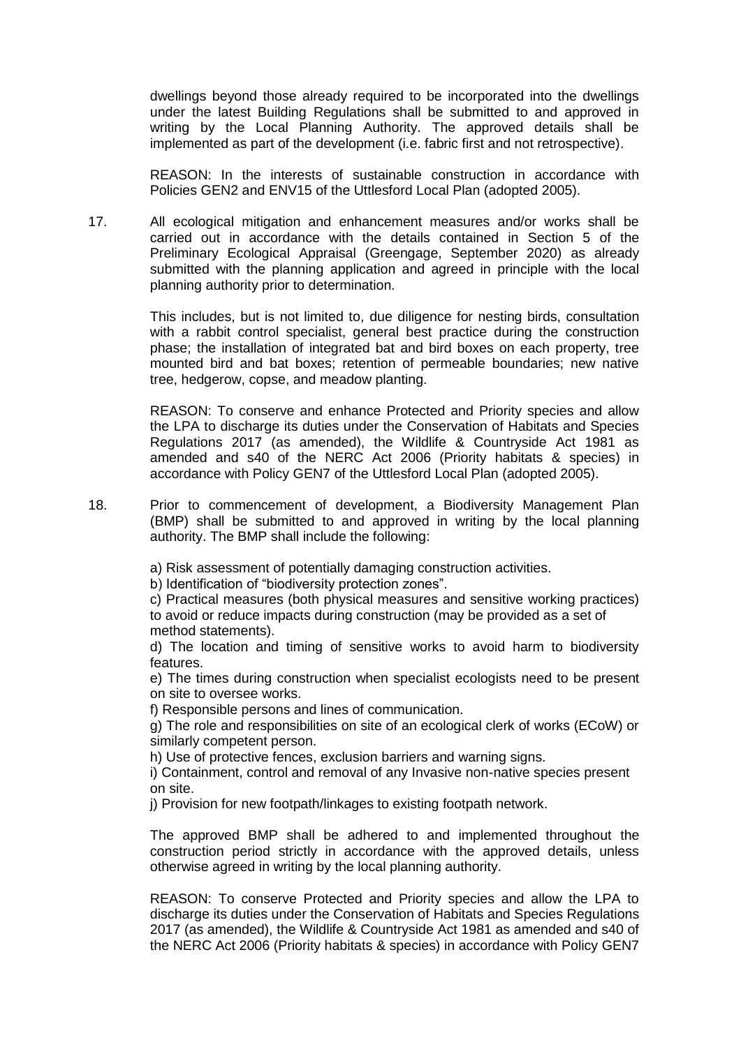dwellings beyond those already required to be incorporated into the dwellings under the latest Building Regulations shall be submitted to and approved in writing by the Local Planning Authority. The approved details shall be implemented as part of the development (i.e. fabric first and not retrospective).

REASON: In the interests of sustainable construction in accordance with Policies GEN2 and ENV15 of the Uttlesford Local Plan (adopted 2005).

17. All ecological mitigation and enhancement measures and/or works shall be carried out in accordance with the details contained in Section 5 of the Preliminary Ecological Appraisal (Greengage, September 2020) as already submitted with the planning application and agreed in principle with the local planning authority prior to determination.

    This includes, but is not limited to, due diligence for nesting birds, consultation with a rabbit control specialist, general best practice during the construction phase; the installation of integrated bat and bird boxes on each property, tree mounted bird and bat boxes; retention of permeable boundaries; new native tree, hedgerow, copse, and meadow planting.

    REASON: To conserve and enhance Protected and Priority species and allow the LPA to discharge its duties under the Conservation of Habitats and Species Regulations 2017 (as amended), the Wildlife & Countryside Act 1981 as amended and s40 of the NERC Act 2006 (Priority habitats & species) in accordance with Policy GEN7 of the Uttlesford Local Plan (adopted 2005).

18. Prior to commencement of development, a Biodiversity Management Plan (BMP) shall be submitted to and approved in writing by the local planning authority. The BMP shall include the following:

    a) Risk assessment of potentially damaging construction activities.
    b) Identification of "biodiversity protection zones".
    c) Practical measures (both physical measures and sensitive working practices) to avoid or reduce impacts during construction (may be provided as a set of method statements).
    d) The location and timing of sensitive works to avoid harm to biodiversity features.
    e) The times during construction when specialist ecologists need to be present on site to oversee works.
    f) Responsible persons and lines of communication.
    g) The role and responsibilities on site of an ecological clerk of works (ECoW) or similarly competent person.
    h) Use of protective fences, exclusion barriers and warning signs.
    i) Containment, control and removal of any Invasive non-native species present on site.
    j) Provision for new footpath/linkages to existing footpath network.

    The approved BMP shall be adhered to and implemented throughout the construction period strictly in accordance with the approved details, unless otherwise agreed in writing by the local planning authority.

    REASON: To conserve Protected and Priority species and allow the LPA to discharge its duties under the Conservation of Habitats and Species Regulations 2017 (as amended), the Wildlife & Countryside Act 1981 as amended and s40 of the NERC Act 2006 (Priority habitats & species) in accordance with Policy GEN7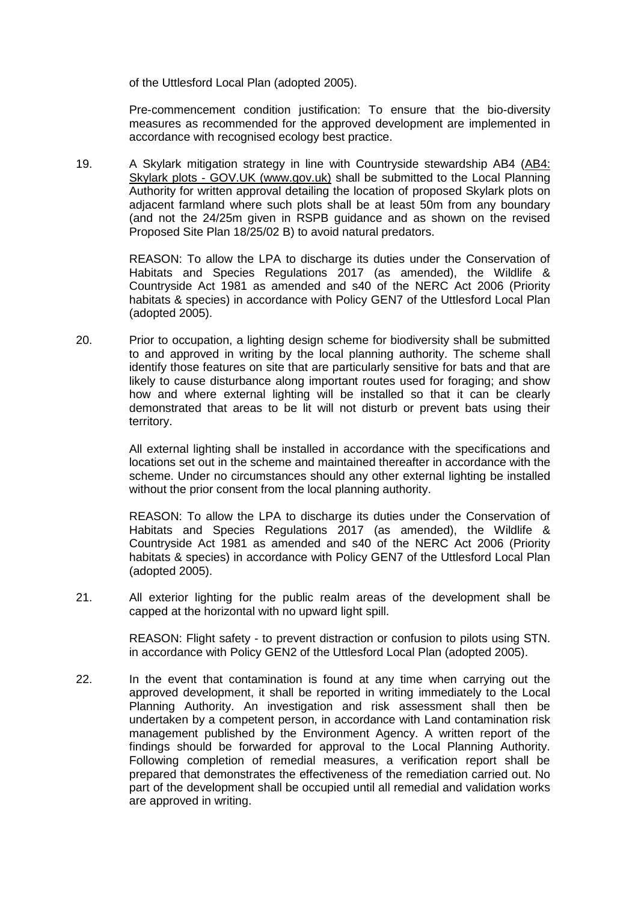of the Uttlesford Local Plan (adopted 2005).

Pre-commencement condition justification: To ensure that the bio-diversity measures as recommended for the approved development are implemented in accordance with recognised ecology best practice.

19. A Skylark mitigation strategy in line with Countryside stewardship AB4 (AB4: Skylark plots - GOV.UK (www.gov.uk)) shall be submitted to the Local Planning Authority for written approval detailing the location of proposed Skylark plots on adjacent farmland where such plots shall be at least 50m from any boundary (and not the 24/25m given in RSPB guidance and as shown on the revised Proposed Site Plan 18/25/02 B) to avoid natural predators.

    REASON: To allow the LPA to discharge its duties under the Conservation of Habitats and Species Regulations 2017 (as amended), the Wildlife & Countryside Act 1981 as amended and s40 of the NERC Act 2006 (Priority habitats & species) in accordance with Policy GEN7 of the Uttlesford Local Plan (adopted 2005).

20. Prior to occupation, a lighting design scheme for biodiversity shall be submitted to and approved in writing by the local planning authority. The scheme shall identify those features on site that are particularly sensitive for bats and that are likely to cause disturbance along important routes used for foraging; and show how and where external lighting will be installed so that it can be clearly demonstrated that areas to be lit will not disturb or prevent bats using their territory.

    All external lighting shall be installed in accordance with the specifications and locations set out in the scheme and maintained thereafter in accordance with the scheme. Under no circumstances should any other external lighting be installed without the prior consent from the local planning authority.

    REASON: To allow the LPA to discharge its duties under the Conservation of Habitats and Species Regulations 2017 (as amended), the Wildlife & Countryside Act 1981 as amended and s40 of the NERC Act 2006 (Priority habitats & species) in accordance with Policy GEN7 of the Uttlesford Local Plan (adopted 2005).

21. All exterior lighting for the public realm areas of the development shall be capped at the horizontal with no upward light spill.

    REASON: Flight safety - to prevent distraction or confusion to pilots using STN. in accordance with Policy GEN2 of the Uttlesford Local Plan (adopted 2005).

22. In the event that contamination is found at any time when carrying out the approved development, it shall be reported in writing immediately to the Local Planning Authority. An investigation and risk assessment shall then be undertaken by a competent person, in accordance with Land contamination risk management published by the Environment Agency. A written report of the findings should be forwarded for approval to the Local Planning Authority. Following completion of remedial measures, a verification report shall be prepared that demonstrates the effectiveness of the remediation carried out. No part of the development shall be occupied until all remedial and validation works are approved in writing.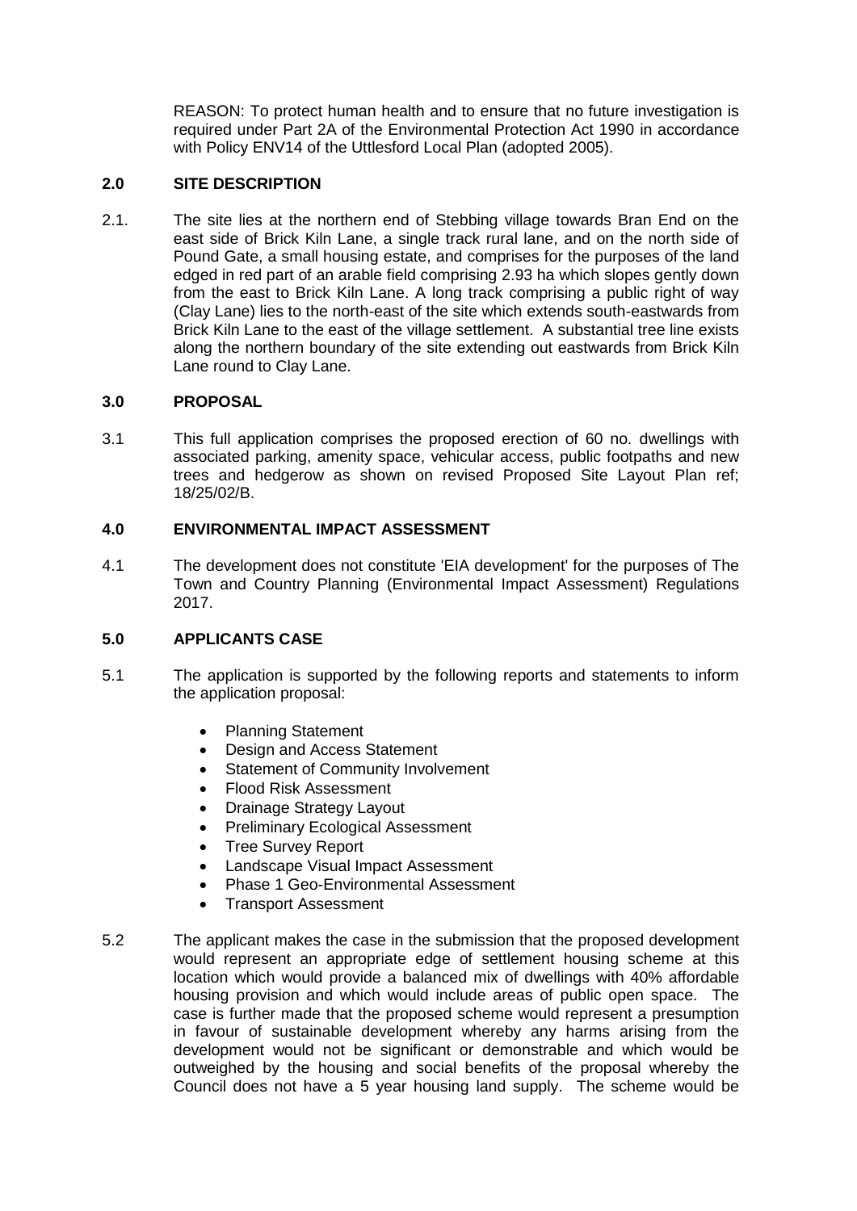REASON: To protect human health and to ensure that no future investigation is required under Part 2A of the Environmental Protection Act 1990 in accordance with Policy ENV14 of the Uttlesford Local Plan (adopted 2005).

## 2.0 SITE DESCRIPTION

2.1. The site lies at the northern end of Stebbing village towards Bran End on the east side of Brick Kiln Lane, a single track rural lane, and on the north side of Pound Gate, a small housing estate, and comprises for the purposes of the land edged in red part of an arable field comprising 2.93 ha which slopes gently down from the east to Brick Kiln Lane. A long track comprising a public right of way (Clay Lane) lies to the north-east of the site which extends south-eastwards from Brick Kiln Lane to the east of the village settlement. A substantial tree line exists along the northern boundary of the site extending out eastwards from Brick Kiln Lane round to Clay Lane.

## 3.0 PROPOSAL

3.1 This full application comprises the proposed erection of 60 no. dwellings with associated parking, amenity space, vehicular access, public footpaths and new trees and hedgerow as shown on revised Proposed Site Layout Plan ref; 18/25/02/B.

## 4.0 ENVIRONMENTAL IMPACT ASSESSMENT

4.1 The development does not constitute 'EIA development' for the purposes of The Town and Country Planning (Environmental Impact Assessment) Regulations 2017.

## 5.0 APPLICANTS CASE

5.1 The application is supported by the following reports and statements to inform the application proposal:

- Planning Statement
- Design and Access Statement
- Statement of Community Involvement
- Flood Risk Assessment
- Drainage Strategy Layout
- Preliminary Ecological Assessment
- Tree Survey Report
- Landscape Visual Impact Assessment
- Phase 1 Geo-Environmental Assessment
- Transport Assessment

5.2 The applicant makes the case in the submission that the proposed development would represent an appropriate edge of settlement housing scheme at this location which would provide a balanced mix of dwellings with 40% affordable housing provision and which would include areas of public open space. The case is further made that the proposed scheme would represent a presumption in favour of sustainable development whereby any harms arising from the development would not be significant or demonstrable and which would be outweighed by the housing and social benefits of the proposal whereby the Council does not have a 5 year housing land supply. The scheme would be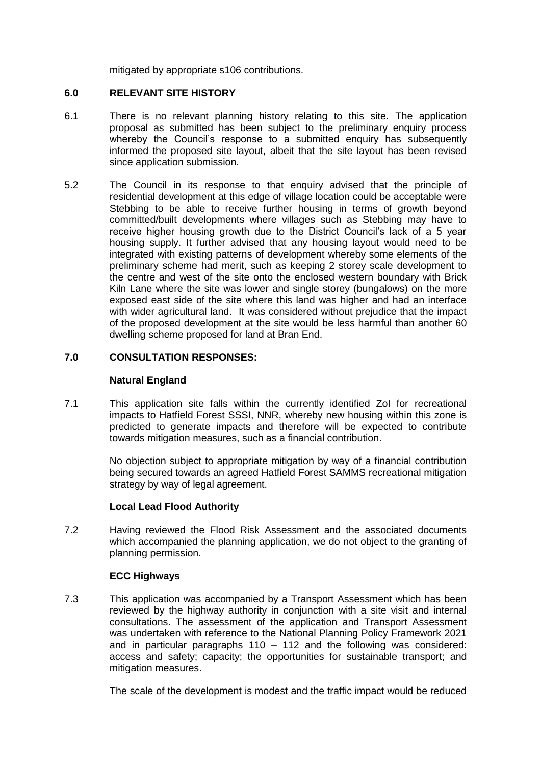mitigated by appropriate s106 contributions.

## 6.0 RELEVANT SITE HISTORY

6.1 There is no relevant planning history relating to this site. The application proposal as submitted has been subject to the preliminary enquiry process whereby the Council's response to a submitted enquiry has subsequently informed the proposed site layout, albeit that the site layout has been revised since application submission.

5.2 The Council in its response to that enquiry advised that the principle of residential development at this edge of village location could be acceptable were Stebbing to be able to receive further housing in terms of growth beyond committed/built developments where villages such as Stebbing may have to receive higher housing growth due to the District Council's lack of a 5 year housing supply. It further advised that any housing layout would need to be integrated with existing patterns of development whereby some elements of the preliminary scheme had merit, such as keeping 2 storey scale development to the centre and west of the site onto the enclosed western boundary with Brick Kiln Lane where the site was lower and single storey (bungalows) on the more exposed east side of the site where this land was higher and had an interface with wider agricultural land. It was considered without prejudice that the impact of the proposed development at the site would be less harmful than another 60 dwelling scheme proposed for land at Bran End.

## 7.0 CONSULTATION RESPONSES:

### Natural England

7.1 This application site falls within the currently identified ZoI for recreational impacts to Hatfield Forest SSSI, NNR, whereby new housing within this zone is predicted to generate impacts and therefore will be expected to contribute towards mitigation measures, such as a financial contribution.

No objection subject to appropriate mitigation by way of a financial contribution being secured towards an agreed Hatfield Forest SAMMS recreational mitigation strategy by way of legal agreement.

### Local Lead Flood Authority

7.2 Having reviewed the Flood Risk Assessment and the associated documents which accompanied the planning application, we do not object to the granting of planning permission.

### ECC Highways

7.3 This application was accompanied by a Transport Assessment which has been reviewed by the highway authority in conjunction with a site visit and internal consultations. The assessment of the application and Transport Assessment was undertaken with reference to the National Planning Policy Framework 2021 and in particular paragraphs 110 – 112 and the following was considered: access and safety; capacity; the opportunities for sustainable transport; and mitigation measures.

The scale of the development is modest and the traffic impact would be reduced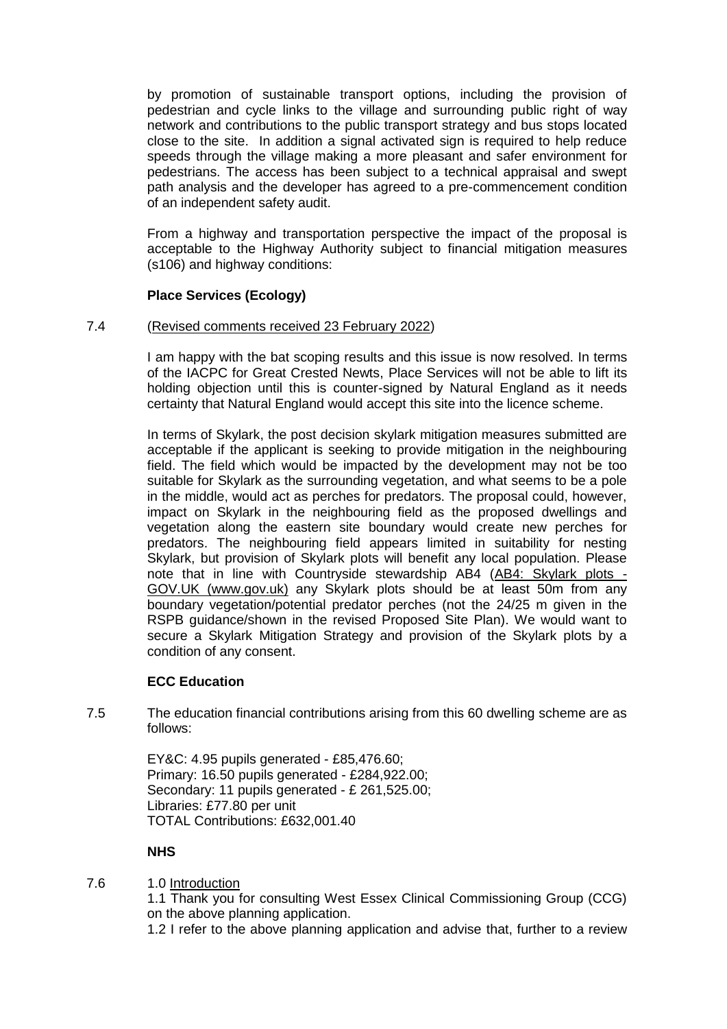by promotion of sustainable transport options, including the provision of pedestrian and cycle links to the village and surrounding public right of way network and contributions to the public transport strategy and bus stops located close to the site. In addition a signal activated sign is required to help reduce speeds through the village making a more pleasant and safer environment for pedestrians. The access has been subject to a technical appraisal and swept path analysis and the developer has agreed to a pre-commencement condition of an independent safety audit.

From a highway and transportation perspective the impact of the proposal is acceptable to the Highway Authority subject to financial mitigation measures (s106) and highway conditions:

**Place Services (Ecology)**

7.4 (Revised comments received 23 February 2022)

I am happy with the bat scoping results and this issue is now resolved. In terms of the IACPC for Great Crested Newts, Place Services will not be able to lift its holding objection until this is counter-signed by Natural England as it needs certainty that Natural England would accept this site into the licence scheme.

In terms of Skylark, the post decision skylark mitigation measures submitted are acceptable if the applicant is seeking to provide mitigation in the neighbouring field. The field which would be impacted by the development may not be too suitable for Skylark as the surrounding vegetation, and what seems to be a pole in the middle, would act as perches for predators. The proposal could, however, impact on Skylark in the neighbouring field as the proposed dwellings and vegetation along the eastern site boundary would create new perches for predators. The neighbouring field appears limited in suitability for nesting Skylark, but provision of Skylark plots will benefit any local population. Please note that in line with Countryside stewardship AB4 (AB4: Skylark plots - GOV.UK (www.gov.uk)) any Skylark plots should be at least 50m from any boundary vegetation/potential predator perches (not the 24/25 m given in the RSPB guidance/shown in the revised Proposed Site Plan). We would want to secure a Skylark Mitigation Strategy and provision of the Skylark plots by a condition of any consent.

**ECC Education**

7.5 The education financial contributions arising from this 60 dwelling scheme are as follows:

EY&C: 4.95 pupils generated - £85,476.60;
Primary: 16.50 pupils generated - £284,922.00;
Secondary: 11 pupils generated - £ 261,525.00;
Libraries: £77.80 per unit
TOTAL Contributions: £632,001.40

**NHS**

7.6 1.0 Introduction

1.1 Thank you for consulting West Essex Clinical Commissioning Group (CCG) on the above planning application.

1.2 I refer to the above planning application and advise that, further to a review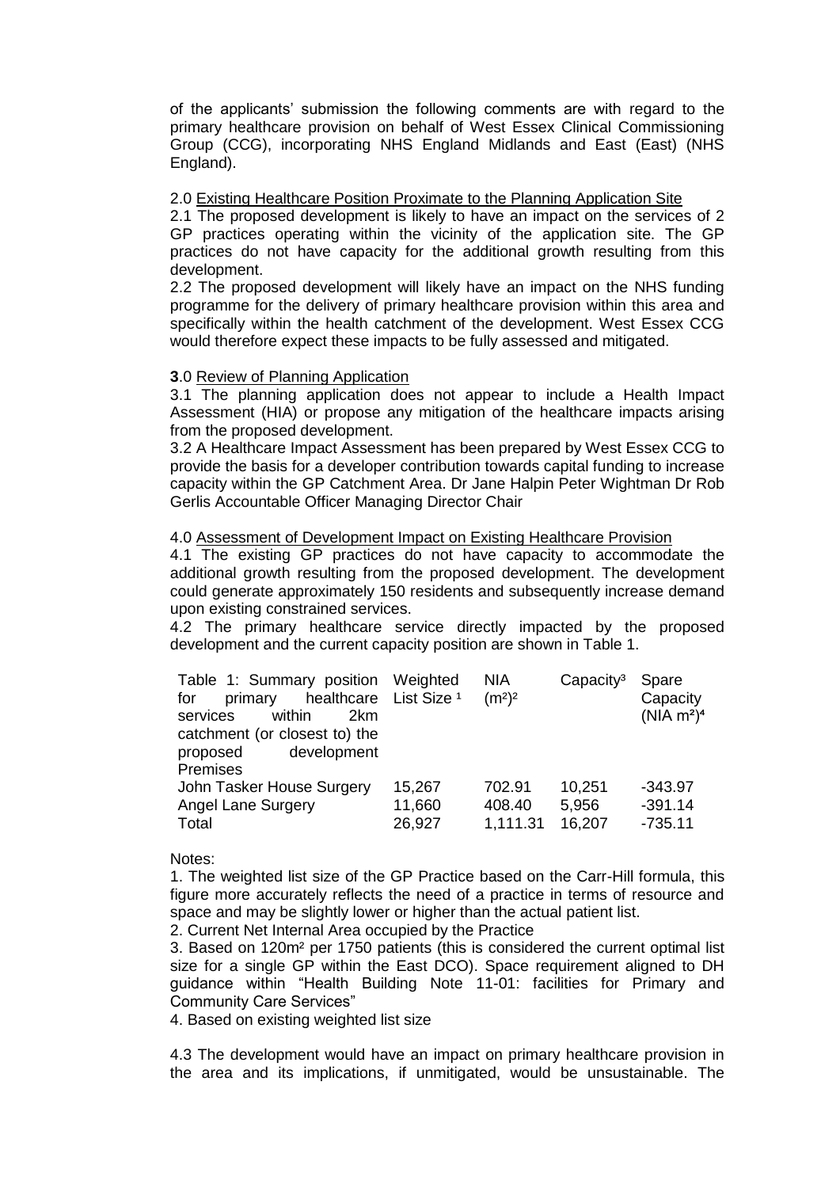of the applicants' submission the following comments are with regard to the primary healthcare provision on behalf of West Essex Clinical Commissioning Group (CCG), incorporating NHS England Midlands and East (East) (NHS England).

2.0 Existing Healthcare Position Proximate to the Planning Application Site

2.1 The proposed development is likely to have an impact on the services of 2 GP practices operating within the vicinity of the application site. The GP practices do not have capacity for the additional growth resulting from this development.

2.2 The proposed development will likely have an impact on the NHS funding programme for the delivery of primary healthcare provision within this area and specifically within the health catchment of the development. West Essex CCG would therefore expect these impacts to be fully assessed and mitigated.

**3**.0 Review of Planning Application

3.1 The planning application does not appear to include a Health Impact Assessment (HIA) or propose any mitigation of the healthcare impacts arising from the proposed development.

3.2 A Healthcare Impact Assessment has been prepared by West Essex CCG to provide the basis for a developer contribution towards capital funding to increase capacity within the GP Catchment Area. Dr Jane Halpin Peter Wightman Dr Rob Gerlis Accountable Officer Managing Director Chair

4.0 Assessment of Development Impact on Existing Healthcare Provision

4.1 The existing GP practices do not have capacity to accommodate the additional growth resulting from the proposed development. The development could generate approximately 150 residents and subsequently increase demand upon existing constrained services.

4.2 The primary healthcare service directly impacted by the proposed development and the current capacity position are shown in Table 1.

| Table 1: Summary position for primary healthcare services within 2km catchment (or closest to) the proposed development Premises | Weighted List Size [1] | NIA ($m^2$)[2] | Capacity[3] | Spare Capacity (NIA $m^2$)[4] |
|---|---|---|---|---|
| John Tasker House Surgery | 15,267 | 702.91 | 10,251 | -343.97 |
| Angel Lane Surgery | 11,660 | 408.40 | 5,956 | -391.14 |
| Total | 26,927 | 1,111.31 | 16,207 | -735.11 |

Notes:

1. The weighted list size of the GP Practice based on the Carr-Hill formula, this figure more accurately reflects the need of a practice in terms of resource and space and may be slightly lower or higher than the actual patient list.
2. Current Net Internal Area occupied by the Practice
3. Based on 120m² per 1750 patients (this is considered the current optimal list size for a single GP within the East DCO). Space requirement aligned to DH guidance within "Health Building Note 11-01: facilities for Primary and Community Care Services"
4. Based on existing weighted list size

4.3 The development would have an impact on primary healthcare provision in the area and its implications, if unmitigated, would be unsustainable. The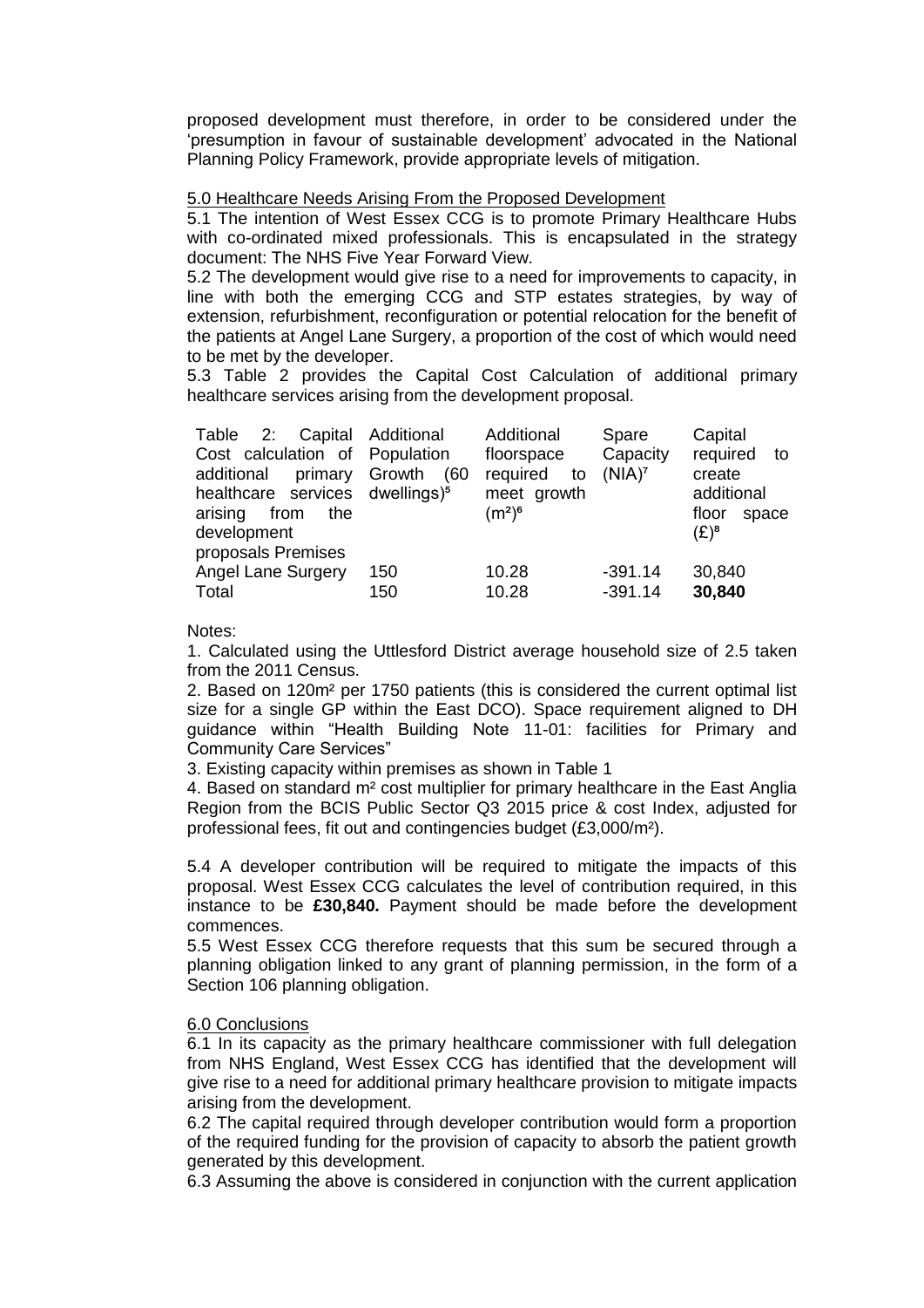proposed development must therefore, in order to be considered under the 'presumption in favour of sustainable development' advocated in the National Planning Policy Framework, provide appropriate levels of mitigation.

5.0 Healthcare Needs Arising From the Proposed Development

5.1 The intention of West Essex CCG is to promote Primary Healthcare Hubs with co-ordinated mixed professionals. This is encapsulated in the strategy document: The NHS Five Year Forward View.

5.2 The development would give rise to a need for improvements to capacity, in line with both the emerging CCG and STP estates strategies, by way of extension, refurbishment, reconfiguration or potential relocation for the benefit of the patients at Angel Lane Surgery, a proportion of the cost of which would need to be met by the developer.

5.3 Table 2 provides the Capital Cost Calculation of additional primary healthcare services arising from the development proposal.

| Table 2: Capital Cost calculation of additional primary healthcare services arising from the development proposals Premises | Additional Population Growth (60 dwellings)[5] | Additional floorspace required to meet growth ($m^2$)[6] | Spare Capacity (NIA)[7] | Capital required to create additional floor space (£)[8] |
|---|---|---|---|---|
| Angel Lane Surgery | 150 | 10.28 | -391.14 | 30,840 |
| Total | 150 | 10.28 | -391.14 | **30,840** |

Notes:

1. Calculated using the Uttlesford District average household size of 2.5 taken from the 2011 Census.
2. Based on 120m² per 1750 patients (this is considered the current optimal list size for a single GP within the East DCO). Space requirement aligned to DH guidance within "Health Building Note 11-01: facilities for Primary and Community Care Services"
3. Existing capacity within premises as shown in Table 1
4. Based on standard m² cost multiplier for primary healthcare in the East Anglia Region from the BCIS Public Sector Q3 2015 price & cost Index, adjusted for professional fees, fit out and contingencies budget (£3,000/m²).

5.4 A developer contribution will be required to mitigate the impacts of this proposal. West Essex CCG calculates the level of contribution required, in this instance to be **£30,840.** Payment should be made before the development commences.

5.5 West Essex CCG therefore requests that this sum be secured through a planning obligation linked to any grant of planning permission, in the form of a Section 106 planning obligation.

6.0 Conclusions

6.1 In its capacity as the primary healthcare commissioner with full delegation from NHS England, West Essex CCG has identified that the development will give rise to a need for additional primary healthcare provision to mitigate impacts arising from the development.

6.2 The capital required through developer contribution would form a proportion of the required funding for the provision of capacity to absorb the patient growth generated by this development.

6.3 Assuming the above is considered in conjunction with the current application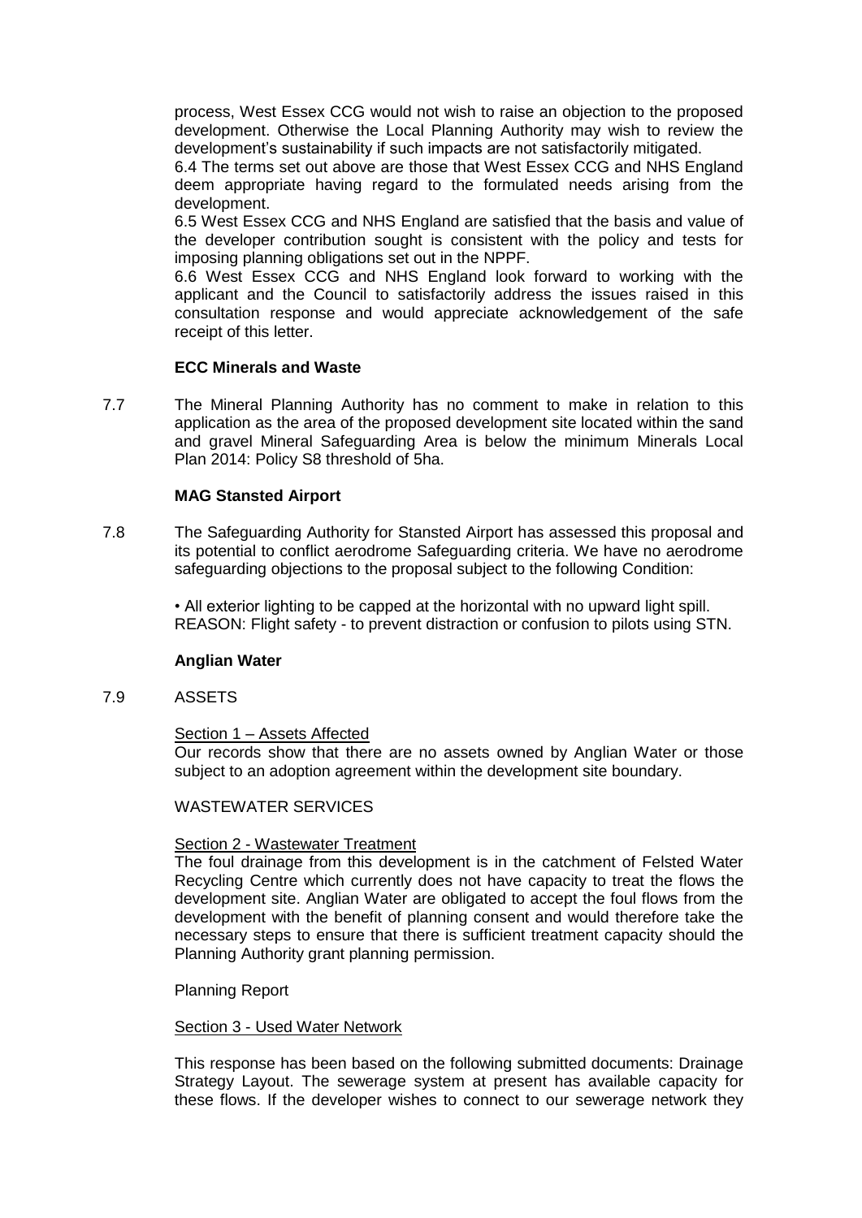process, West Essex CCG would not wish to raise an objection to the proposed development. Otherwise the Local Planning Authority may wish to review the development's sustainability if such impacts are not satisfactorily mitigated.

6.4 The terms set out above are those that West Essex CCG and NHS England deem appropriate having regard to the formulated needs arising from the development.

6.5 West Essex CCG and NHS England are satisfied that the basis and value of the developer contribution sought is consistent with the policy and tests for imposing planning obligations set out in the NPPF.

6.6 West Essex CCG and NHS England look forward to working with the applicant and the Council to satisfactorily address the issues raised in this consultation response and would appreciate acknowledgement of the safe receipt of this letter.

**ECC Minerals and Waste**

7.7 The Mineral Planning Authority has no comment to make in relation to this application as the area of the proposed development site located within the sand and gravel Mineral Safeguarding Area is below the minimum Minerals Local Plan 2014: Policy S8 threshold of 5ha.

**MAG Stansted Airport**

7.8 The Safeguarding Authority for Stansted Airport has assessed this proposal and its potential to conflict aerodrome Safeguarding criteria. We have no aerodrome safeguarding objections to the proposal subject to the following Condition:

• All exterior lighting to be capped at the horizontal with no upward light spill.
REASON: Flight safety - to prevent distraction or confusion to pilots using STN.

**Anglian Water**

7.9 ASSETS

Section 1 – Assets Affected

Our records show that there are no assets owned by Anglian Water or those subject to an adoption agreement within the development site boundary.

WASTEWATER SERVICES

Section 2 - Wastewater Treatment

The foul drainage from this development is in the catchment of Felsted Water Recycling Centre which currently does not have capacity to treat the flows the development site. Anglian Water are obligated to accept the foul flows from the development with the benefit of planning consent and would therefore take the necessary steps to ensure that there is sufficient treatment capacity should the Planning Authority grant planning permission.

Planning Report

Section 3 - Used Water Network

This response has been based on the following submitted documents: Drainage Strategy Layout. The sewerage system at present has available capacity for these flows. If the developer wishes to connect to our sewerage network they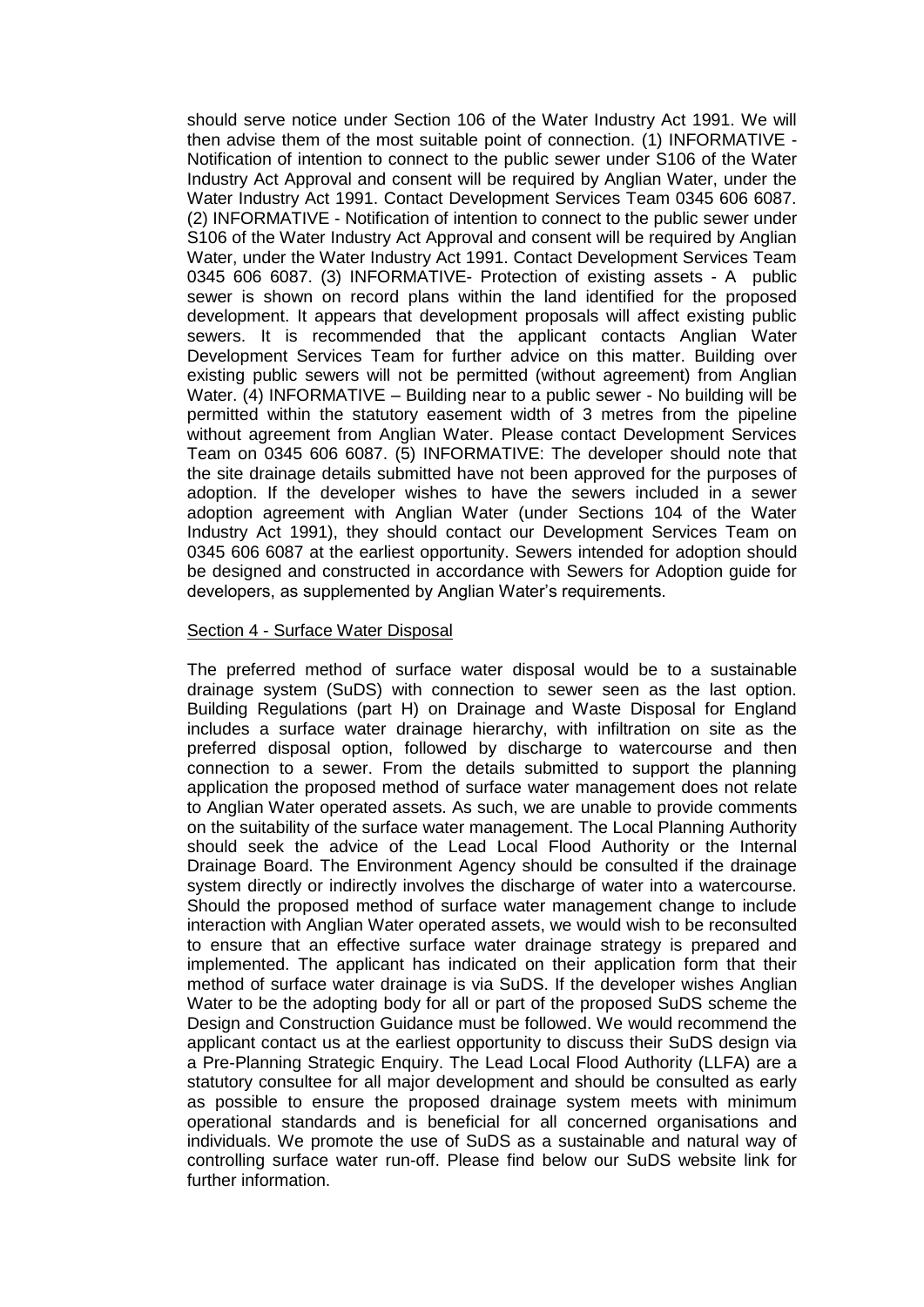should serve notice under Section 106 of the Water Industry Act 1991. We will then advise them of the most suitable point of connection. (1) INFORMATIVE - Notification of intention to connect to the public sewer under S106 of the Water Industry Act Approval and consent will be required by Anglian Water, under the Water Industry Act 1991. Contact Development Services Team 0345 606 6087. (2) INFORMATIVE - Notification of intention to connect to the public sewer under S106 of the Water Industry Act Approval and consent will be required by Anglian Water, under the Water Industry Act 1991. Contact Development Services Team 0345 606 6087. (3) INFORMATIVE- Protection of existing assets - A public sewer is shown on record plans within the land identified for the proposed development. It appears that development proposals will affect existing public sewers. It is recommended that the applicant contacts Anglian Water Development Services Team for further advice on this matter. Building over existing public sewers will not be permitted (without agreement) from Anglian Water. (4) INFORMATIVE – Building near to a public sewer - No building will be permitted within the statutory easement width of 3 metres from the pipeline without agreement from Anglian Water. Please contact Development Services Team on 0345 606 6087. (5) INFORMATIVE: The developer should note that the site drainage details submitted have not been approved for the purposes of adoption. If the developer wishes to have the sewers included in a sewer adoption agreement with Anglian Water (under Sections 104 of the Water Industry Act 1991), they should contact our Development Services Team on 0345 606 6087 at the earliest opportunity. Sewers intended for adoption should be designed and constructed in accordance with Sewers for Adoption guide for developers, as supplemented by Anglian Water's requirements.

Section 4 - Surface Water Disposal

The preferred method of surface water disposal would be to a sustainable drainage system (SuDS) with connection to sewer seen as the last option. Building Regulations (part H) on Drainage and Waste Disposal for England includes a surface water drainage hierarchy, with infiltration on site as the preferred disposal option, followed by discharge to watercourse and then connection to a sewer. From the details submitted to support the planning application the proposed method of surface water management does not relate to Anglian Water operated assets. As such, we are unable to provide comments on the suitability of the surface water management. The Local Planning Authority should seek the advice of the Lead Local Flood Authority or the Internal Drainage Board. The Environment Agency should be consulted if the drainage system directly or indirectly involves the discharge of water into a watercourse. Should the proposed method of surface water management change to include interaction with Anglian Water operated assets, we would wish to be reconsulted to ensure that an effective surface water drainage strategy is prepared and implemented. The applicant has indicated on their application form that their method of surface water drainage is via SuDS. If the developer wishes Anglian Water to be the adopting body for all or part of the proposed SuDS scheme the Design and Construction Guidance must be followed. We would recommend the applicant contact us at the earliest opportunity to discuss their SuDS design via a Pre-Planning Strategic Enquiry. The Lead Local Flood Authority (LLFA) are a statutory consultee for all major development and should be consulted as early as possible to ensure the proposed drainage system meets with minimum operational standards and is beneficial for all concerned organisations and individuals. We promote the use of SuDS as a sustainable and natural way of controlling surface water run-off. Please find below our SuDS website link for further information.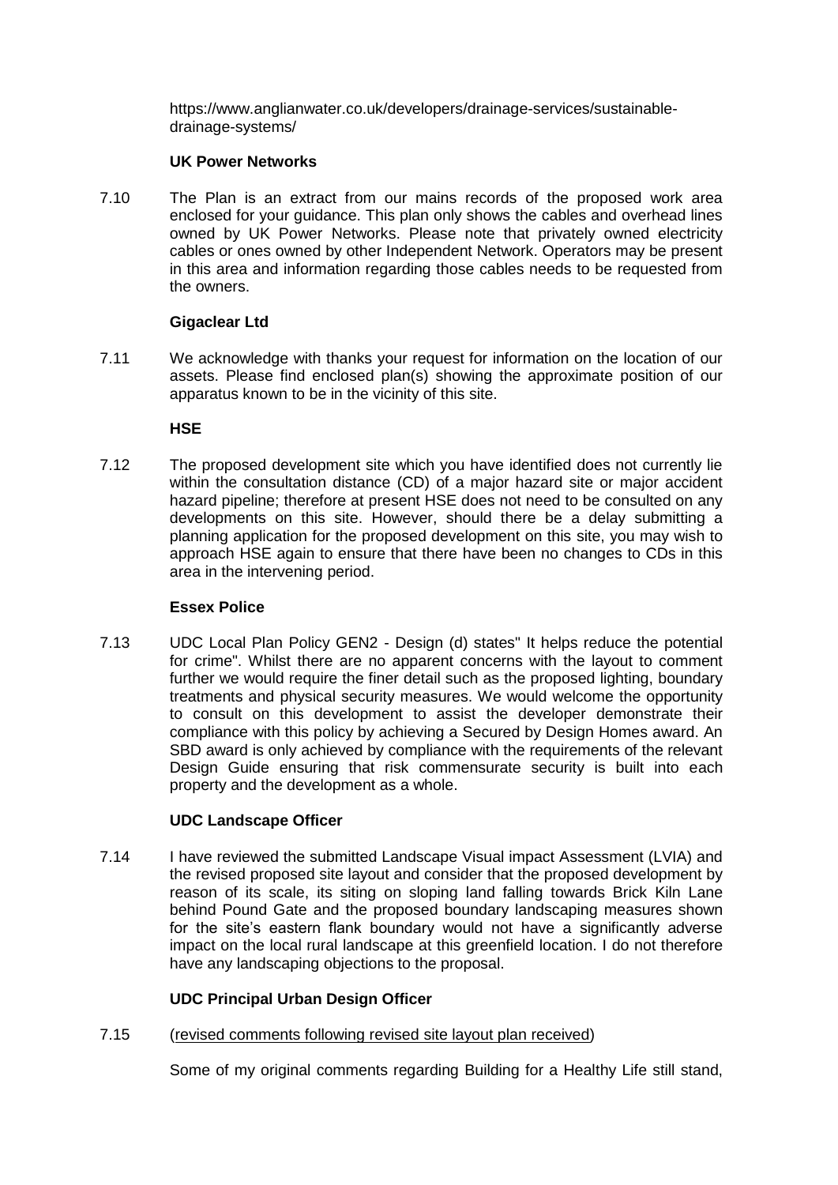https://www.anglianwater.co.uk/developers/drainage-services/sustainable-drainage-systems/

**UK Power Networks**

7.10 The Plan is an extract from our mains records of the proposed work area enclosed for your guidance. This plan only shows the cables and overhead lines owned by UK Power Networks. Please note that privately owned electricity cables or ones owned by other Independent Network. Operators may be present in this area and information regarding those cables needs to be requested from the owners.

**Gigaclear Ltd**

7.11 We acknowledge with thanks your request for information on the location of our assets. Please find enclosed plan(s) showing the approximate position of our apparatus known to be in the vicinity of this site.

**HSE**

7.12 The proposed development site which you have identified does not currently lie within the consultation distance (CD) of a major hazard site or major accident hazard pipeline; therefore at present HSE does not need to be consulted on any developments on this site. However, should there be a delay submitting a planning application for the proposed development on this site, you may wish to approach HSE again to ensure that there have been no changes to CDs in this area in the intervening period.

**Essex Police**

7.13 UDC Local Plan Policy GEN2 - Design (d) states" It helps reduce the potential for crime". Whilst there are no apparent concerns with the layout to comment further we would require the finer detail such as the proposed lighting, boundary treatments and physical security measures. We would welcome the opportunity to consult on this development to assist the developer demonstrate their compliance with this policy by achieving a Secured by Design Homes award. An SBD award is only achieved by compliance with the requirements of the relevant Design Guide ensuring that risk commensurate security is built into each property and the development as a whole.

**UDC Landscape Officer**

7.14 I have reviewed the submitted Landscape Visual impact Assessment (LVIA) and the revised proposed site layout and consider that the proposed development by reason of its scale, its siting on sloping land falling towards Brick Kiln Lane behind Pound Gate and the proposed boundary landscaping measures shown for the site's eastern flank boundary would not have a significantly adverse impact on the local rural landscape at this greenfield location. I do not therefore have any landscaping objections to the proposal.

**UDC Principal Urban Design Officer**

7.15 (revised comments following revised site layout plan received)

Some of my original comments regarding Building for a Healthy Life still stand,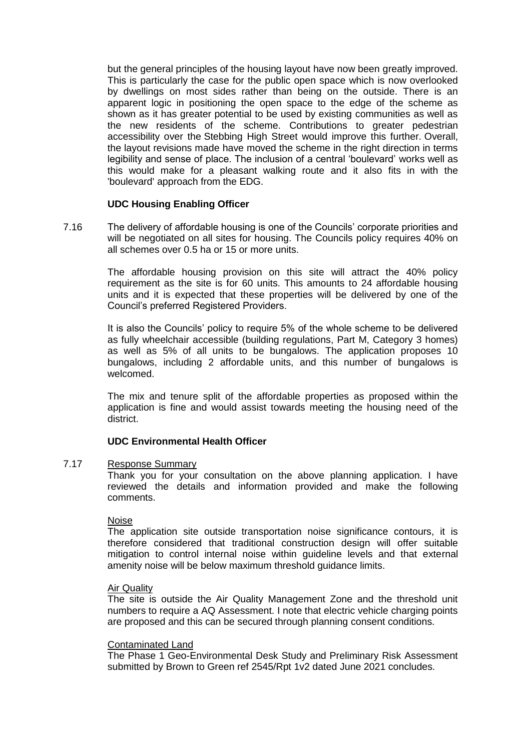but the general principles of the housing layout have now been greatly improved. This is particularly the case for the public open space which is now overlooked by dwellings on most sides rather than being on the outside. There is an apparent logic in positioning the open space to the edge of the scheme as shown as it has greater potential to be used by existing communities as well as the new residents of the scheme. Contributions to greater pedestrian accessibility over the Stebbing High Street would improve this further. Overall, the layout revisions made have moved the scheme in the right direction in terms legibility and sense of place. The inclusion of a central 'boulevard' works well as this would make for a pleasant walking route and it also fits in with the 'boulevard' approach from the EDG.

**UDC Housing Enabling Officer**

7.16 The delivery of affordable housing is one of the Councils' corporate priorities and will be negotiated on all sites for housing. The Councils policy requires 40% on all schemes over 0.5 ha or 15 or more units.

The affordable housing provision on this site will attract the 40% policy requirement as the site is for 60 units. This amounts to 24 affordable housing units and it is expected that these properties will be delivered by one of the Council's preferred Registered Providers.

It is also the Councils' policy to require 5% of the whole scheme to be delivered as fully wheelchair accessible (building regulations, Part M, Category 3 homes) as well as 5% of all units to be bungalows. The application proposes 10 bungalows, including 2 affordable units, and this number of bungalows is welcomed.

The mix and tenure split of the affordable properties as proposed within the application is fine and would assist towards meeting the housing need of the district.

**UDC Environmental Health Officer**

7.17 Response Summary

Thank you for your consultation on the above planning application. I have reviewed the details and information provided and make the following comments.

Noise

The application site outside transportation noise significance contours, it is therefore considered that traditional construction design will offer suitable mitigation to control internal noise within guideline levels and that external amenity noise will be below maximum threshold guidance limits.

Air Quality

The site is outside the Air Quality Management Zone and the threshold unit numbers to require a AQ Assessment. I note that electric vehicle charging points are proposed and this can be secured through planning consent conditions.

Contaminated Land

The Phase 1 Geo-Environmental Desk Study and Preliminary Risk Assessment submitted by Brown to Green ref 2545/Rpt 1v2 dated June 2021 concludes.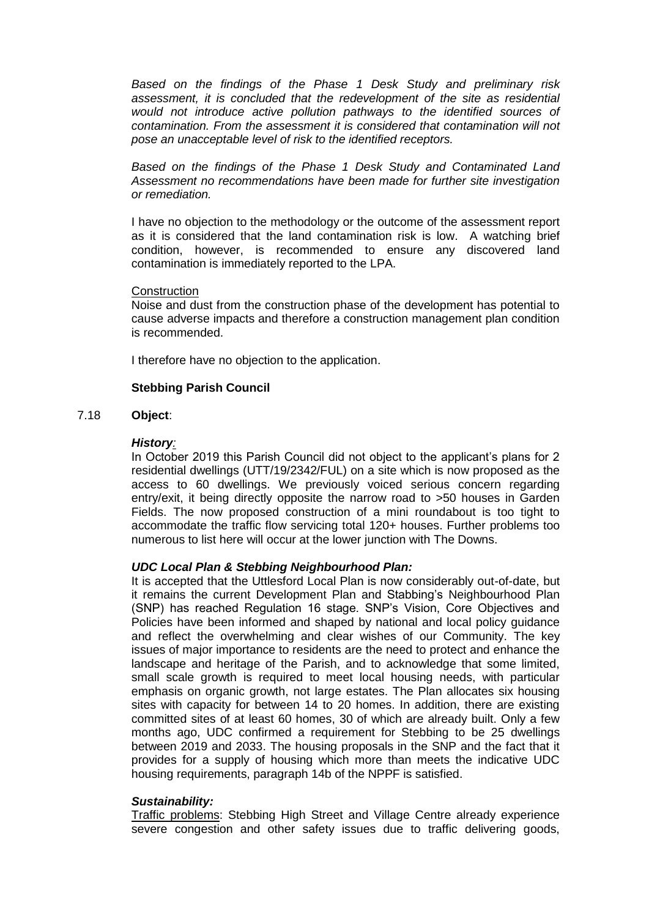*Based on the findings of the Phase 1 Desk Study and preliminary risk assessment, it is concluded that the redevelopment of the site as residential would not introduce active pollution pathways to the identified sources of contamination. From the assessment it is considered that contamination will not pose an unacceptable level of risk to the identified receptors.*

*Based on the findings of the Phase 1 Desk Study and Contaminated Land Assessment no recommendations have been made for further site investigation or remediation.*

I have no objection to the methodology or the outcome of the assessment report as it is considered that the land contamination risk is low. A watching brief condition, however, is recommended to ensure any discovered land contamination is immediately reported to the LPA.

Construction

Noise and dust from the construction phase of the development has potential to cause adverse impacts and therefore a construction management plan condition is recommended.

I therefore have no objection to the application.

**Stebbing Parish Council**

7.18 **Object**:

***History:***

In October 2019 this Parish Council did not object to the applicant's plans for 2 residential dwellings (UTT/19/2342/FUL) on a site which is now proposed as the access to 60 dwellings. We previously voiced serious concern regarding entry/exit, it being directly opposite the narrow road to >50 houses in Garden Fields. The now proposed construction of a mini roundabout is too tight to accommodate the traffic flow servicing total 120+ houses. Further problems too numerous to list here will occur at the lower junction with The Downs.

***UDC Local Plan & Stebbing Neighbourhood Plan:***

It is accepted that the Uttlesford Local Plan is now considerably out-of-date, but it remains the current Development Plan and Stabbing's Neighbourhood Plan (SNP) has reached Regulation 16 stage. SNP's Vision, Core Objectives and Policies have been informed and shaped by national and local policy guidance and reflect the overwhelming and clear wishes of our Community. The key issues of major importance to residents are the need to protect and enhance the landscape and heritage of the Parish, and to acknowledge that some limited, small scale growth is required to meet local housing needs, with particular emphasis on organic growth, not large estates. The Plan allocates six housing sites with capacity for between 14 to 20 homes. In addition, there are existing committed sites of at least 60 homes, 30 of which are already built. Only a few months ago, UDC confirmed a requirement for Stebbing to be 25 dwellings between 2019 and 2033. The housing proposals in the SNP and the fact that it provides for a supply of housing which more than meets the indicative UDC housing requirements, paragraph 14b of the NPPF is satisfied.

***Sustainability:***

Traffic problems: Stebbing High Street and Village Centre already experience severe congestion and other safety issues due to traffic delivering goods,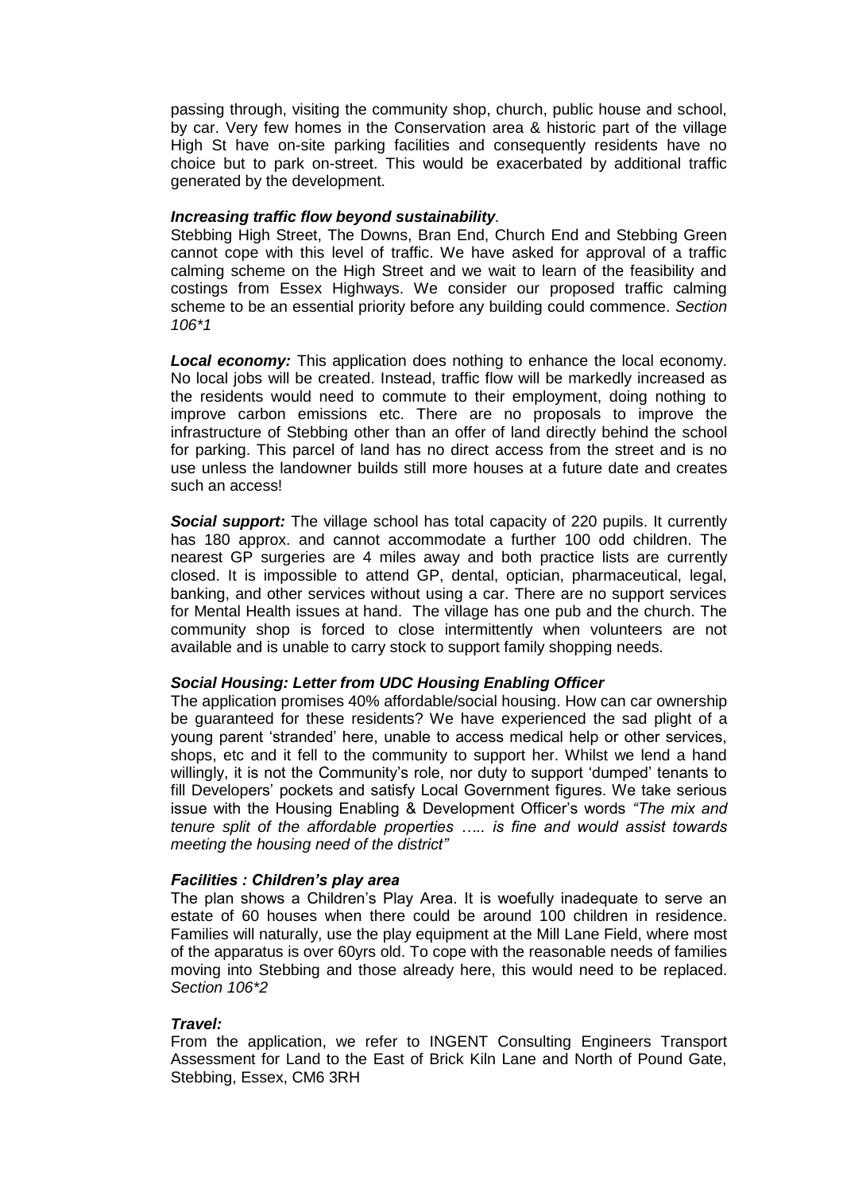passing through, visiting the community shop, church, public house and school, by car. Very few homes in the Conservation area & historic part of the village High St have on-site parking facilities and consequently residents have no choice but to park on-street. This would be exacerbated by additional traffic generated by the development.

***Increasing traffic flow beyond sustainability**.*

Stebbing High Street, The Downs, Bran End, Church End and Stebbing Green cannot cope with this level of traffic. We have asked for approval of a traffic calming scheme on the High Street and we wait to learn of the feasibility and costings from Essex Highways. We consider our proposed traffic calming scheme to be an essential priority before any building could commence. *Section 106*1*

***Local economy:*** This application does nothing to enhance the local economy. No local jobs will be created. Instead, traffic flow will be markedly increased as the residents would need to commute to their employment, doing nothing to improve carbon emissions etc. There are no proposals to improve the infrastructure of Stebbing other than an offer of land directly behind the school for parking. This parcel of land has no direct access from the street and is no use unless the landowner builds still more houses at a future date and creates such an access!

***Social support:*** The village school has total capacity of 220 pupils. It currently has 180 approx. and cannot accommodate a further 100 odd children. The nearest GP surgeries are 4 miles away and both practice lists are currently closed. It is impossible to attend GP, dental, optician, pharmaceutical, legal, banking, and other services without using a car. There are no support services for Mental Health issues at hand. The village has one pub and the church. The community shop is forced to close intermittently when volunteers are not available and is unable to carry stock to support family shopping needs.

***Social Housing: Letter from UDC Housing Enabling Officer***

The application promises 40% affordable/social housing. How can car ownership be guaranteed for these residents? We have experienced the sad plight of a young parent 'stranded' here, unable to access medical help or other services, shops, etc and it fell to the community to support her. Whilst we lend a hand willingly, it is not the Community's role, nor duty to support 'dumped' tenants to fill Developers' pockets and satisfy Local Government figures. We take serious issue with the Housing Enabling & Development Officer's words *"The mix and tenure split of the affordable properties ….. is fine and would assist towards meeting the housing need of the district"*

***Facilities : Children's play area***

The plan shows a Children's Play Area. It is woefully inadequate to serve an estate of 60 houses when there could be around 100 children in residence. Families will naturally, use the play equipment at the Mill Lane Field, where most of the apparatus is over 60yrs old. To cope with the reasonable needs of families moving into Stebbing and those already here, this would need to be replaced. *Section 106*2*

***Travel:***

From the application, we refer to INGENT Consulting Engineers Transport Assessment for Land to the East of Brick Kiln Lane and North of Pound Gate, Stebbing, Essex, CM6 3RH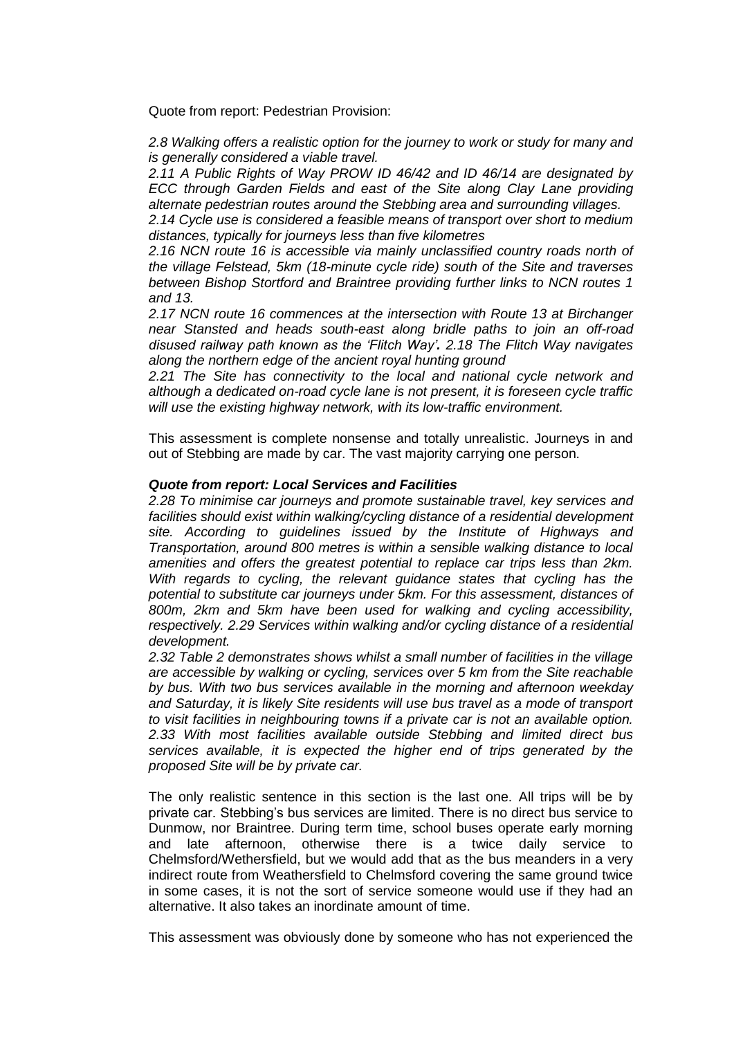Quote from report: Pedestrian Provision:

*2.8 Walking offers a realistic option for the journey to work or study for many and is generally considered a viable travel.*

*2.11 A Public Rights of Way PROW ID 46/42 and ID 46/14 are designated by ECC through Garden Fields and east of the Site along Clay Lane providing alternate pedestrian routes around the Stebbing area and surrounding villages.*

*2.14 Cycle use is considered a feasible means of transport over short to medium distances, typically for journeys less than five kilometres*

*2.16 NCN route 16 is accessible via mainly unclassified country roads north of the village Felstead, 5km (18-minute cycle ride) south of the Site and traverses between Bishop Stortford and Braintree providing further links to NCN routes 1 and 13.*

*2.17 NCN route 16 commences at the intersection with Route 13 at Birchanger near Stansted and heads south-east along bridle paths to join an off-road disused railway path known as the 'Flitch Way'. 2.18 The Flitch Way navigates along the northern edge of the ancient royal hunting ground*

*2.21 The Site has connectivity to the local and national cycle network and although a dedicated on-road cycle lane is not present, it is foreseen cycle traffic will use the existing highway network, with its low-traffic environment.*

This assessment is complete nonsense and totally unrealistic. Journeys in and out of Stebbing are made by car. The vast majority carrying one person.

***Quote from report: Local Services and Facilities***

*2.28 To minimise car journeys and promote sustainable travel, key services and facilities should exist within walking/cycling distance of a residential development site. According to guidelines issued by the Institute of Highways and Transportation, around 800 metres is within a sensible walking distance to local amenities and offers the greatest potential to replace car trips less than 2km. With regards to cycling, the relevant guidance states that cycling has the potential to substitute car journeys under 5km. For this assessment, distances of 800m, 2km and 5km have been used for walking and cycling accessibility, respectively. 2.29 Services within walking and/or cycling distance of a residential development.*

*2.32 Table 2 demonstrates shows whilst a small number of facilities in the village are accessible by walking or cycling, services over 5 km from the Site reachable by bus. With two bus services available in the morning and afternoon weekday and Saturday, it is likely Site residents will use bus travel as a mode of transport to visit facilities in neighbouring towns if a private car is not an available option. 2.33 With most facilities available outside Stebbing and limited direct bus services available, it is expected the higher end of trips generated by the proposed Site will be by private car.*

The only realistic sentence in this section is the last one. All trips will be by private car. Stebbing's bus services are limited. There is no direct bus service to Dunmow, nor Braintree. During term time, school buses operate early morning and late afternoon, otherwise there is a twice daily service to Chelmsford/Wethersfield, but we would add that as the bus meanders in a very indirect route from Weathersfield to Chelmsford covering the same ground twice in some cases, it is not the sort of service someone would use if they had an alternative. It also takes an inordinate amount of time.

This assessment was obviously done by someone who has not experienced the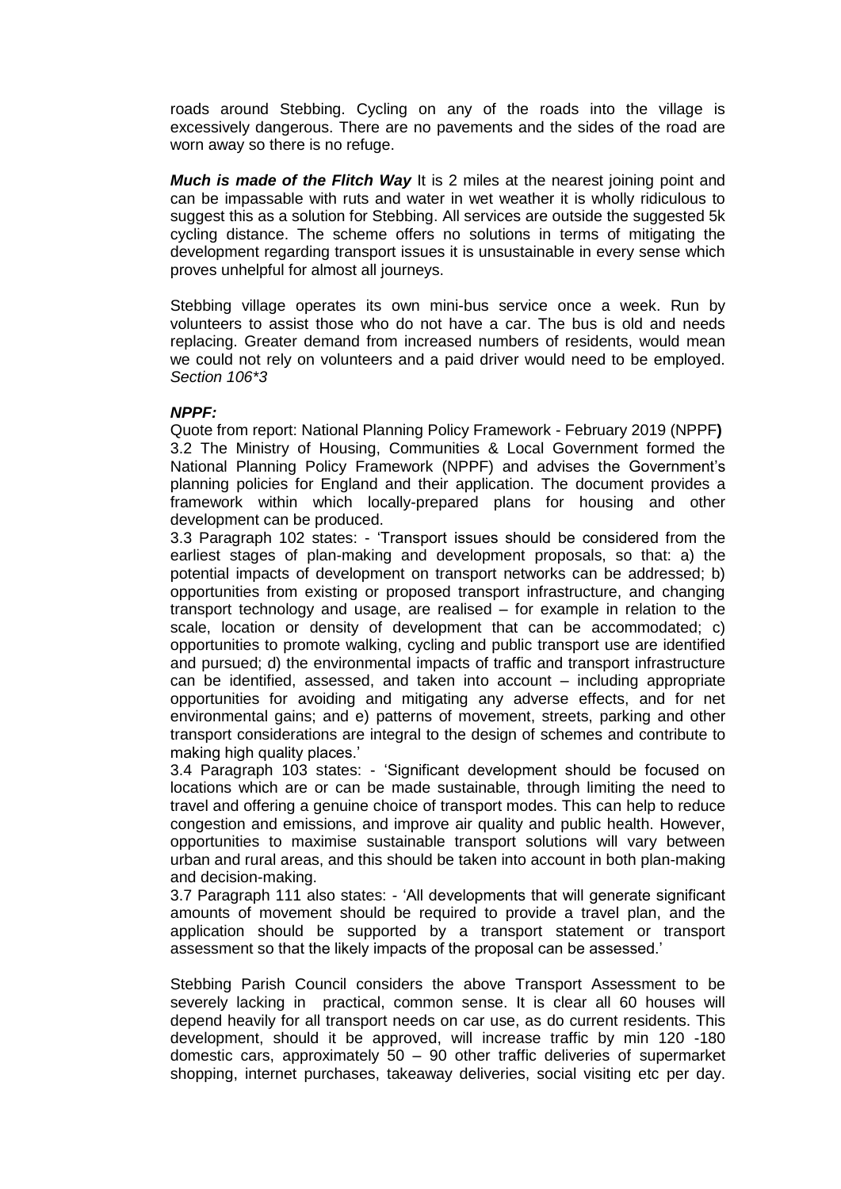roads around Stebbing. Cycling on any of the roads into the village is excessively dangerous. There are no pavements and the sides of the road are worn away so there is no refuge.

***Much is made of the Flitch Way*** It is 2 miles at the nearest joining point and can be impassable with ruts and water in wet weather it is wholly ridiculous to suggest this as a solution for Stebbing. All services are outside the suggested 5k cycling distance. The scheme offers no solutions in terms of mitigating the development regarding transport issues it is unsustainable in every sense which proves unhelpful for almost all journeys.

Stebbing village operates its own mini-bus service once a week. Run by volunteers to assist those who do not have a car. The bus is old and needs replacing. Greater demand from increased numbers of residents, would mean we could not rely on volunteers and a paid driver would need to be employed. *Section 106*3*

***NPPF:***

Quote from report: National Planning Policy Framework - February 2019 (NPPF**)**

3.2 The Ministry of Housing, Communities & Local Government formed the National Planning Policy Framework (NPPF) and advises the Government's planning policies for England and their application. The document provides a framework within which locally-prepared plans for housing and other development can be produced.

3.3 Paragraph 102 states: - 'Transport issues should be considered from the earliest stages of plan-making and development proposals, so that: a) the potential impacts of development on transport networks can be addressed; b) opportunities from existing or proposed transport infrastructure, and changing transport technology and usage, are realised – for example in relation to the scale, location or density of development that can be accommodated; c) opportunities to promote walking, cycling and public transport use are identified and pursued; d) the environmental impacts of traffic and transport infrastructure can be identified, assessed, and taken into account – including appropriate opportunities for avoiding and mitigating any adverse effects, and for net environmental gains; and e) patterns of movement, streets, parking and other transport considerations are integral to the design of schemes and contribute to making high quality places.'

3.4 Paragraph 103 states: - 'Significant development should be focused on locations which are or can be made sustainable, through limiting the need to travel and offering a genuine choice of transport modes. This can help to reduce congestion and emissions, and improve air quality and public health. However, opportunities to maximise sustainable transport solutions will vary between urban and rural areas, and this should be taken into account in both plan-making and decision-making.

3.7 Paragraph 111 also states: - 'All developments that will generate significant amounts of movement should be required to provide a travel plan, and the application should be supported by a transport statement or transport assessment so that the likely impacts of the proposal can be assessed.'

Stebbing Parish Council considers the above Transport Assessment to be severely lacking in practical, common sense. It is clear all 60 houses will depend heavily for all transport needs on car use, as do current residents. This development, should it be approved, will increase traffic by min 120 -180 domestic cars, approximately 50 – 90 other traffic deliveries of supermarket shopping, internet purchases, takeaway deliveries, social visiting etc per day.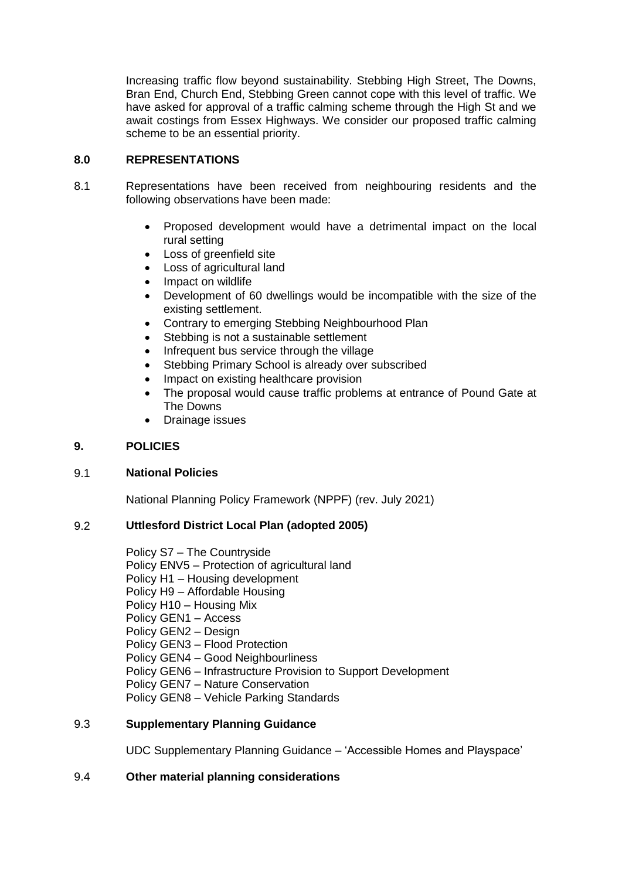Increasing traffic flow beyond sustainability. Stebbing High Street, The Downs, Bran End, Church End, Stebbing Green cannot cope with this level of traffic. We have asked for approval of a traffic calming scheme through the High St and we await costings from Essex Highways. We consider our proposed traffic calming scheme to be an essential priority.

## 8.0 REPRESENTATIONS

8.1 Representations have been received from neighbouring residents and the following observations have been made:

- Proposed development would have a detrimental impact on the local rural setting
- Loss of greenfield site
- Loss of agricultural land
- Impact on wildlife
- Development of 60 dwellings would be incompatible with the size of the existing settlement.
- Contrary to emerging Stebbing Neighbourhood Plan
- Stebbing is not a sustainable settlement
- Infrequent bus service through the village
- Stebbing Primary School is already over subscribed
- Impact on existing healthcare provision
- The proposal would cause traffic problems at entrance of Pound Gate at The Downs
- Drainage issues

## 9. POLICIES

### 9.1 National Policies

National Planning Policy Framework (NPPF) (rev. July 2021)

### 9.2 Uttlesford District Local Plan (adopted 2005)

Policy S7 – The Countryside
Policy ENV5 – Protection of agricultural land
Policy H1 – Housing development
Policy H9 – Affordable Housing
Policy H10 – Housing Mix
Policy GEN1 – Access
Policy GEN2 – Design
Policy GEN3 – Flood Protection
Policy GEN4 – Good Neighbourliness
Policy GEN6 – Infrastructure Provision to Support Development
Policy GEN7 – Nature Conservation
Policy GEN8 – Vehicle Parking Standards

### 9.3 Supplementary Planning Guidance

UDC Supplementary Planning Guidance – 'Accessible Homes and Playspace'

### 9.4 Other material planning considerations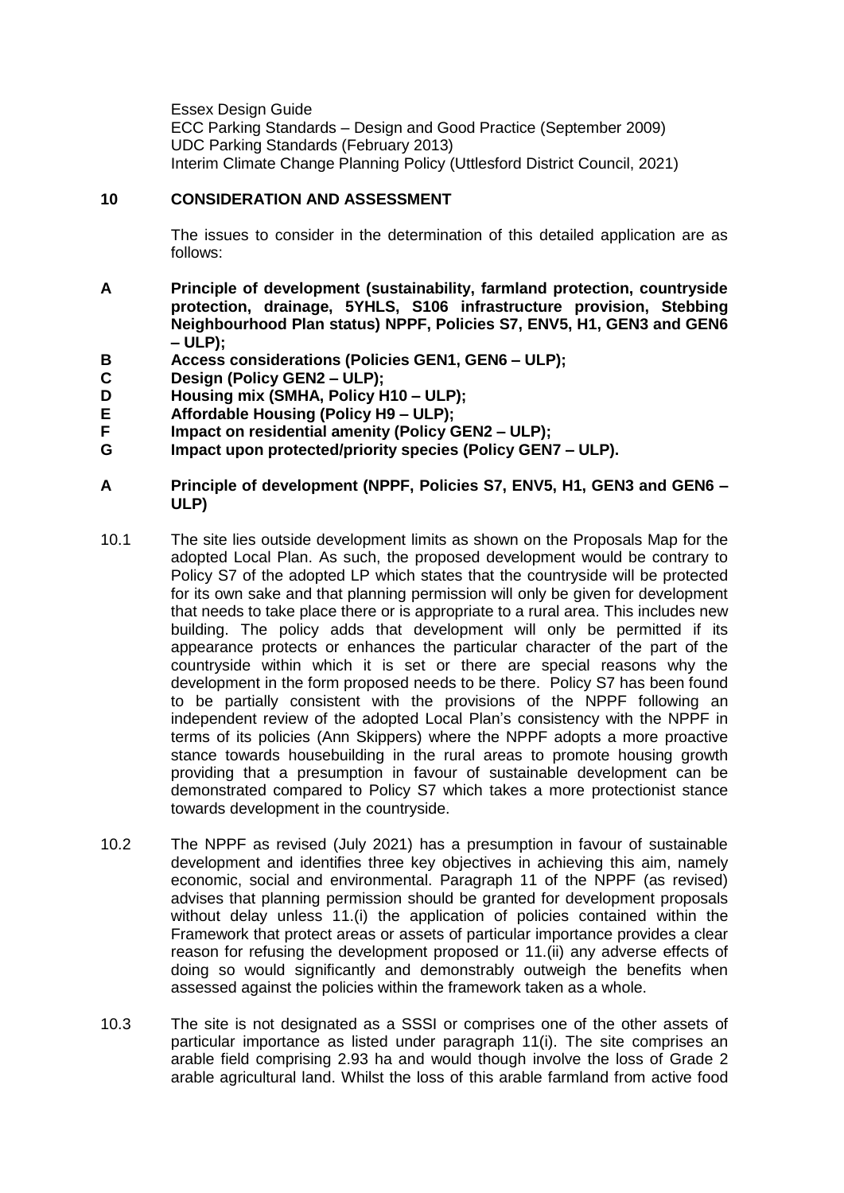Essex Design Guide
ECC Parking Standards – Design and Good Practice (September 2009)
UDC Parking Standards (February 2013)
Interim Climate Change Planning Policy (Uttlesford District Council, 2021)

## 10 CONSIDERATION AND ASSESSMENT

The issues to consider in the determination of this detailed application are as follows:

**A Principle of development (sustainability, farmland protection, countryside protection, drainage, 5YHLS, S106 infrastructure provision, Stebbing Neighbourhood Plan status) NPPF, Policies S7, ENV5, H1, GEN3 and GEN6 – ULP);**
**B Access considerations (Policies GEN1, GEN6 – ULP);**
**C Design (Policy GEN2 – ULP);**
**D Housing mix (SMHA, Policy H10 – ULP);**
**E Affordable Housing (Policy H9 – ULP);**
**F Impact on residential amenity (Policy GEN2 – ULP);**
**G Impact upon protected/priority species (Policy GEN7 – ULP).**

### A Principle of development (NPPF, Policies S7, ENV5, H1, GEN3 and GEN6 – ULP)

10.1 The site lies outside development limits as shown on the Proposals Map for the adopted Local Plan. As such, the proposed development would be contrary to Policy S7 of the adopted LP which states that the countryside will be protected for its own sake and that planning permission will only be given for development that needs to take place there or is appropriate to a rural area. This includes new building. The policy adds that development will only be permitted if its appearance protects or enhances the particular character of the part of the countryside within which it is set or there are special reasons why the development in the form proposed needs to be there. Policy S7 has been found to be partially consistent with the provisions of the NPPF following an independent review of the adopted Local Plan's consistency with the NPPF in terms of its policies (Ann Skippers) where the NPPF adopts a more proactive stance towards housebuilding in the rural areas to promote housing growth providing that a presumption in favour of sustainable development can be demonstrated compared to Policy S7 which takes a more protectionist stance towards development in the countryside.

10.2 The NPPF as revised (July 2021) has a presumption in favour of sustainable development and identifies three key objectives in achieving this aim, namely economic, social and environmental. Paragraph 11 of the NPPF (as revised) advises that planning permission should be granted for development proposals without delay unless 11.(i) the application of policies contained within the Framework that protect areas or assets of particular importance provides a clear reason for refusing the development proposed or 11.(ii) any adverse effects of doing so would significantly and demonstrably outweigh the benefits when assessed against the policies within the framework taken as a whole.

10.3 The site is not designated as a SSSI or comprises one of the other assets of particular importance as listed under paragraph 11(i). The site comprises an arable field comprising 2.93 ha and would though involve the loss of Grade 2 arable agricultural land. Whilst the loss of this arable farmland from active food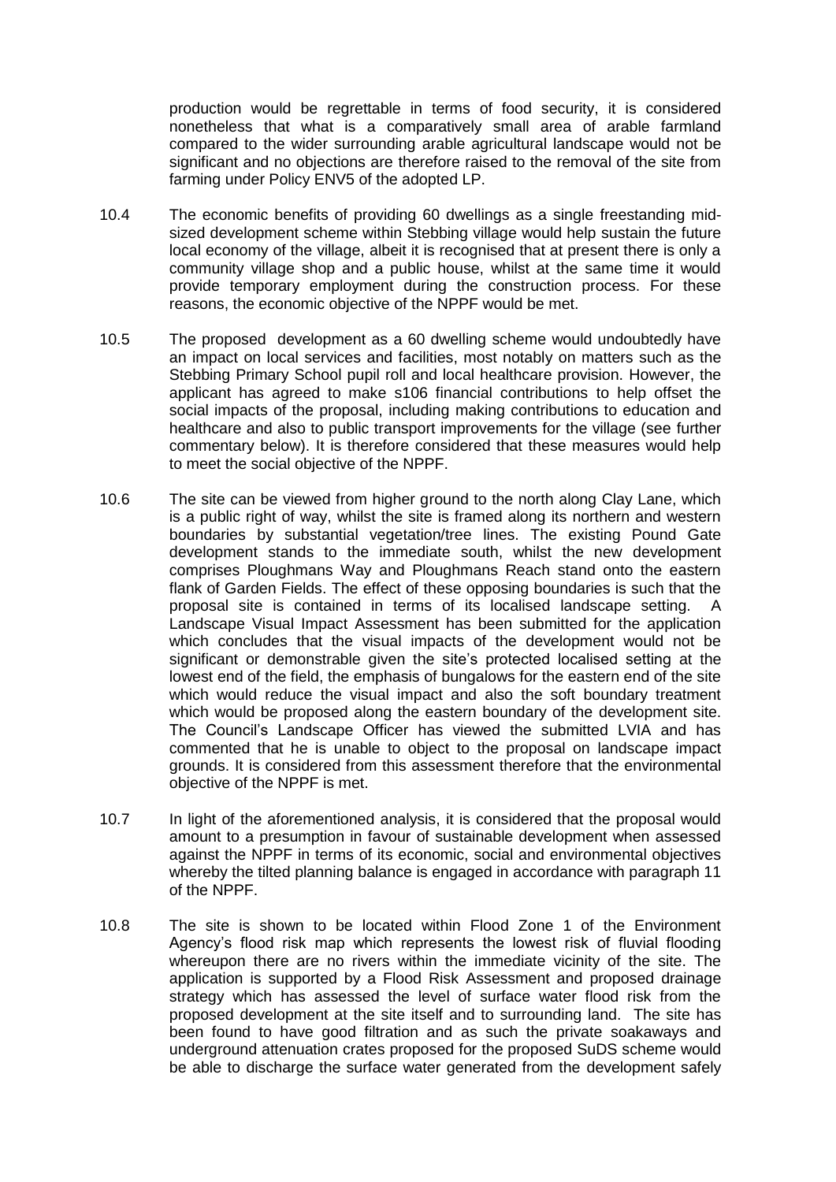production would be regrettable in terms of food security, it is considered nonetheless that what is a comparatively small area of arable farmland compared to the wider surrounding arable agricultural landscape would not be significant and no objections are therefore raised to the removal of the site from farming under Policy ENV5 of the adopted LP.

10.4 The economic benefits of providing 60 dwellings as a single freestanding mid-sized development scheme within Stebbing village would help sustain the future local economy of the village, albeit it is recognised that at present there is only a community village shop and a public house, whilst at the same time it would provide temporary employment during the construction process. For these reasons, the economic objective of the NPPF would be met.

10.5 The proposed development as a 60 dwelling scheme would undoubtedly have an impact on local services and facilities, most notably on matters such as the Stebbing Primary School pupil roll and local healthcare provision. However, the applicant has agreed to make s106 financial contributions to help offset the social impacts of the proposal, including making contributions to education and healthcare and also to public transport improvements for the village (see further commentary below). It is therefore considered that these measures would help to meet the social objective of the NPPF.

10.6 The site can be viewed from higher ground to the north along Clay Lane, which is a public right of way, whilst the site is framed along its northern and western boundaries by substantial vegetation/tree lines. The existing Pound Gate development stands to the immediate south, whilst the new development comprises Ploughmans Way and Ploughmans Reach stand onto the eastern flank of Garden Fields. The effect of these opposing boundaries is such that the proposal site is contained in terms of its localised landscape setting. A Landscape Visual Impact Assessment has been submitted for the application which concludes that the visual impacts of the development would not be significant or demonstrable given the site's protected localised setting at the lowest end of the field, the emphasis of bungalows for the eastern end of the site which would reduce the visual impact and also the soft boundary treatment which would be proposed along the eastern boundary of the development site. The Council's Landscape Officer has viewed the submitted LVIA and has commented that he is unable to object to the proposal on landscape impact grounds. It is considered from this assessment therefore that the environmental objective of the NPPF is met.

10.7 In light of the aforementioned analysis, it is considered that the proposal would amount to a presumption in favour of sustainable development when assessed against the NPPF in terms of its economic, social and environmental objectives whereby the tilted planning balance is engaged in accordance with paragraph 11 of the NPPF.

10.8 The site is shown to be located within Flood Zone 1 of the Environment Agency's flood risk map which represents the lowest risk of fluvial flooding whereupon there are no rivers within the immediate vicinity of the site. The application is supported by a Flood Risk Assessment and proposed drainage strategy which has assessed the level of surface water flood risk from the proposed development at the site itself and to surrounding land. The site has been found to have good filtration and as such the private soakaways and underground attenuation crates proposed for the proposed SuDS scheme would be able to discharge the surface water generated from the development safely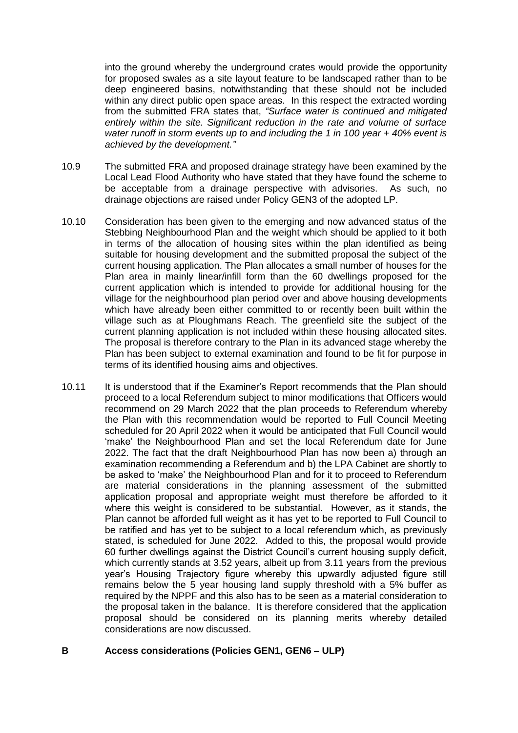into the ground whereby the underground crates would provide the opportunity for proposed swales as a site layout feature to be landscaped rather than to be deep engineered basins, notwithstanding that these should not be included within any direct public open space areas. In this respect the extracted wording from the submitted FRA states that, *"Surface water is continued and mitigated entirely within the site. Significant reduction in the rate and volume of surface water runoff in storm events up to and including the 1 in 100 year + 40% event is achieved by the development."*

10.9 The submitted FRA and proposed drainage strategy have been examined by the Local Lead Flood Authority who have stated that they have found the scheme to be acceptable from a drainage perspective with advisories. As such, no drainage objections are raised under Policy GEN3 of the adopted LP.

10.10 Consideration has been given to the emerging and now advanced status of the Stebbing Neighbourhood Plan and the weight which should be applied to it both in terms of the allocation of housing sites within the plan identified as being suitable for housing development and the submitted proposal the subject of the current housing application. The Plan allocates a small number of houses for the Plan area in mainly linear/infill form than the 60 dwellings proposed for the current application which is intended to provide for additional housing for the village for the neighbourhood plan period over and above housing developments which have already been either committed to or recently been built within the village such as at Ploughmans Reach. The greenfield site the subject of the current planning application is not included within these housing allocated sites. The proposal is therefore contrary to the Plan in its advanced stage whereby the Plan has been subject to external examination and found to be fit for purpose in terms of its identified housing aims and objectives.

10.11 It is understood that if the Examiner's Report recommends that the Plan should proceed to a local Referendum subject to minor modifications that Officers would recommend on 29 March 2022 that the plan proceeds to Referendum whereby the Plan with this recommendation would be reported to Full Council Meeting scheduled for 20 April 2022 when it would be anticipated that Full Council would 'make' the Neighbourhood Plan and set the local Referendum date for June 2022. The fact that the draft Neighbourhood Plan has now been a) through an examination recommending a Referendum and b) the LPA Cabinet are shortly to be asked to 'make' the Neighbourhood Plan and for it to proceed to Referendum are material considerations in the planning assessment of the submitted application proposal and appropriate weight must therefore be afforded to it where this weight is considered to be substantial. However, as it stands, the Plan cannot be afforded full weight as it has yet to be reported to Full Council to be ratified and has yet to be subject to a local referendum which, as previously stated, is scheduled for June 2022. Added to this, the proposal would provide 60 further dwellings against the District Council's current housing supply deficit, which currently stands at 3.52 years, albeit up from 3.11 years from the previous year's Housing Trajectory figure whereby this upwardly adjusted figure still remains below the 5 year housing land supply threshold with a 5% buffer as required by the NPPF and this also has to be seen as a material consideration to the proposal taken in the balance. It is therefore considered that the application proposal should be considered on its planning merits whereby detailed considerations are now discussed.

## B Access considerations (Policies GEN1, GEN6 – ULP)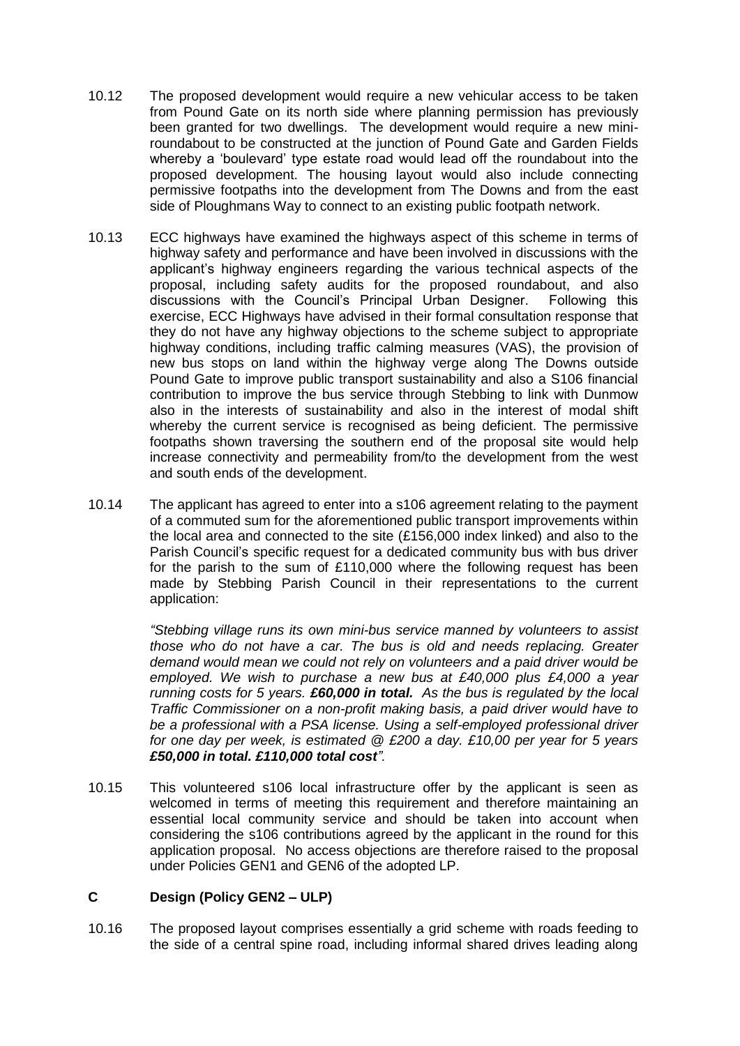10.12 The proposed development would require a new vehicular access to be taken from Pound Gate on its north side where planning permission has previously been granted for two dwellings. The development would require a new mini-roundabout to be constructed at the junction of Pound Gate and Garden Fields whereby a 'boulevard' type estate road would lead off the roundabout into the proposed development. The housing layout would also include connecting permissive footpaths into the development from The Downs and from the east side of Ploughmans Way to connect to an existing public footpath network.

10.13 ECC highways have examined the highways aspect of this scheme in terms of highway safety and performance and have been involved in discussions with the applicant's highway engineers regarding the various technical aspects of the proposal, including safety audits for the proposed roundabout, and also discussions with the Council's Principal Urban Designer. Following this exercise, ECC Highways have advised in their formal consultation response that they do not have any highway objections to the scheme subject to appropriate highway conditions, including traffic calming measures (VAS), the provision of new bus stops on land within the highway verge along The Downs outside Pound Gate to improve public transport sustainability and also a S106 financial contribution to improve the bus service through Stebbing to link with Dunmow also in the interests of sustainability and also in the interest of modal shift whereby the current service is recognised as being deficient. The permissive footpaths shown traversing the southern end of the proposal site would help increase connectivity and permeability from/to the development from the west and south ends of the development.

10.14 The applicant has agreed to enter into a s106 agreement relating to the payment of a commuted sum for the aforementioned public transport improvements within the local area and connected to the site (£156,000 index linked) and also to the Parish Council's specific request for a dedicated community bus with bus driver for the parish to the sum of £110,000 where the following request has been made by Stebbing Parish Council in their representations to the current application:

*"Stebbing village runs its own mini-bus service manned by volunteers to assist those who do not have a car. The bus is old and needs replacing. Greater demand would mean we could not rely on volunteers and a paid driver would be employed. We wish to purchase a new bus at £40,000 plus £4,000 a year running costs for 5 years.* ***£60,000 in total.*** *As the bus is regulated by the local Traffic Commissioner on a non-profit making basis, a paid driver would have to be a professional with a PSA license. Using a self-employed professional driver for one day per week, is estimated @ £200 a day. £10,00 per year for 5 years* ***£50,000 in total. £110,000 total cost****".*

10.15 This volunteered s106 local infrastructure offer by the applicant is seen as welcomed in terms of meeting this requirement and therefore maintaining an essential local community service and should be taken into account when considering the s106 contributions agreed by the applicant in the round for this application proposal. No access objections are therefore raised to the proposal under Policies GEN1 and GEN6 of the adopted LP.

## C Design (Policy GEN2 – ULP)

10.16 The proposed layout comprises essentially a grid scheme with roads feeding to the side of a central spine road, including informal shared drives leading along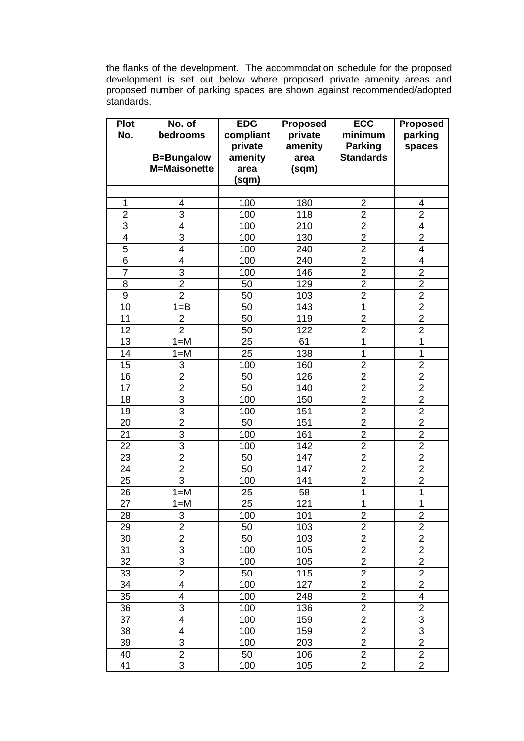the flanks of the development. The accommodation schedule for the proposed development is set out below where proposed private amenity areas and proposed number of parking spaces are shown against recommended/adopted standards.

| Plot No. | No. of bedrooms<br><br>B=Bungalow<br>M=Maisonette | EDG compliant private amenity area (sqm) | Proposed private amenity area (sqm) | ECC minimum Parking Standards | Proposed parking spaces |
|---|---|---|---|---|---|
| | | | | | |
| 1 | 4 | 100 | 180 | 2 | 4 |
| 2 | 3 | 100 | 118 | 2 | 2 |
| 3 | 4 | 100 | 210 | 2 | 4 |
| 4 | 3 | 100 | 130 | 2 | 2 |
| 5 | 4 | 100 | 240 | 2 | 4 |
| 6 | 4 | 100 | 240 | 2 | 4 |
| 7 | 3 | 100 | 146 | 2 | 2 |
| 8 | 2 | 50 | 129 | 2 | 2 |
| 9 | 2 | 50 | 103 | 2 | 2 |
| 10 | 1=B | 50 | 143 | 1 | 2 |
| 11 | 2 | 50 | 119 | 2 | 2 |
| 12 | 2 | 50 | 122 | 2 | 2 |
| 13 | 1=M | 25 | 61 | 1 | 1 |
| 14 | 1=M | 25 | 138 | 1 | 1 |
| 15 | 3 | 100 | 160 | 2 | 2 |
| 16 | 2 | 50 | 126 | 2 | 2 |
| 17 | 2 | 50 | 140 | 2 | 2 |
| 18 | 3 | 100 | 150 | 2 | 2 |
| 19 | 3 | 100 | 151 | 2 | 2 |
| 20 | 2 | 50 | 151 | 2 | 2 |
| 21 | 3 | 100 | 161 | 2 | 2 |
| 22 | 3 | 100 | 142 | 2 | 2 |
| 23 | 2 | 50 | 147 | 2 | 2 |
| 24 | 2 | 50 | 147 | 2 | 2 |
| 25 | 3 | 100 | 141 | 2 | 2 |
| 26 | 1=M | 25 | 58 | 1 | 1 |
| 27 | 1=M | 25 | 121 | 1 | 1 |
| 28 | 3 | 100 | 101 | 2 | 2 |
| 29 | 2 | 50 | 103 | 2 | 2 |
| 30 | 2 | 50 | 103 | 2 | 2 |
| 31 | 3 | 100 | 105 | 2 | 2 |
| 32 | 3 | 100 | 105 | 2 | 2 |
| 33 | 2 | 50 | 115 | 2 | 2 |
| 34 | 4 | 100 | 127 | 2 | 2 |
| 35 | 4 | 100 | 248 | 2 | 4 |
| 36 | 3 | 100 | 136 | 2 | 2 |
| 37 | 4 | 100 | 159 | 2 | 3 |
| 38 | 4 | 100 | 159 | 2 | 3 |
| 39 | 3 | 100 | 203 | 2 | 2 |
| 40 | 2 | 50 | 106 | 2 | 2 |
| 41 | 3 | 100 | 105 | 2 | 2 |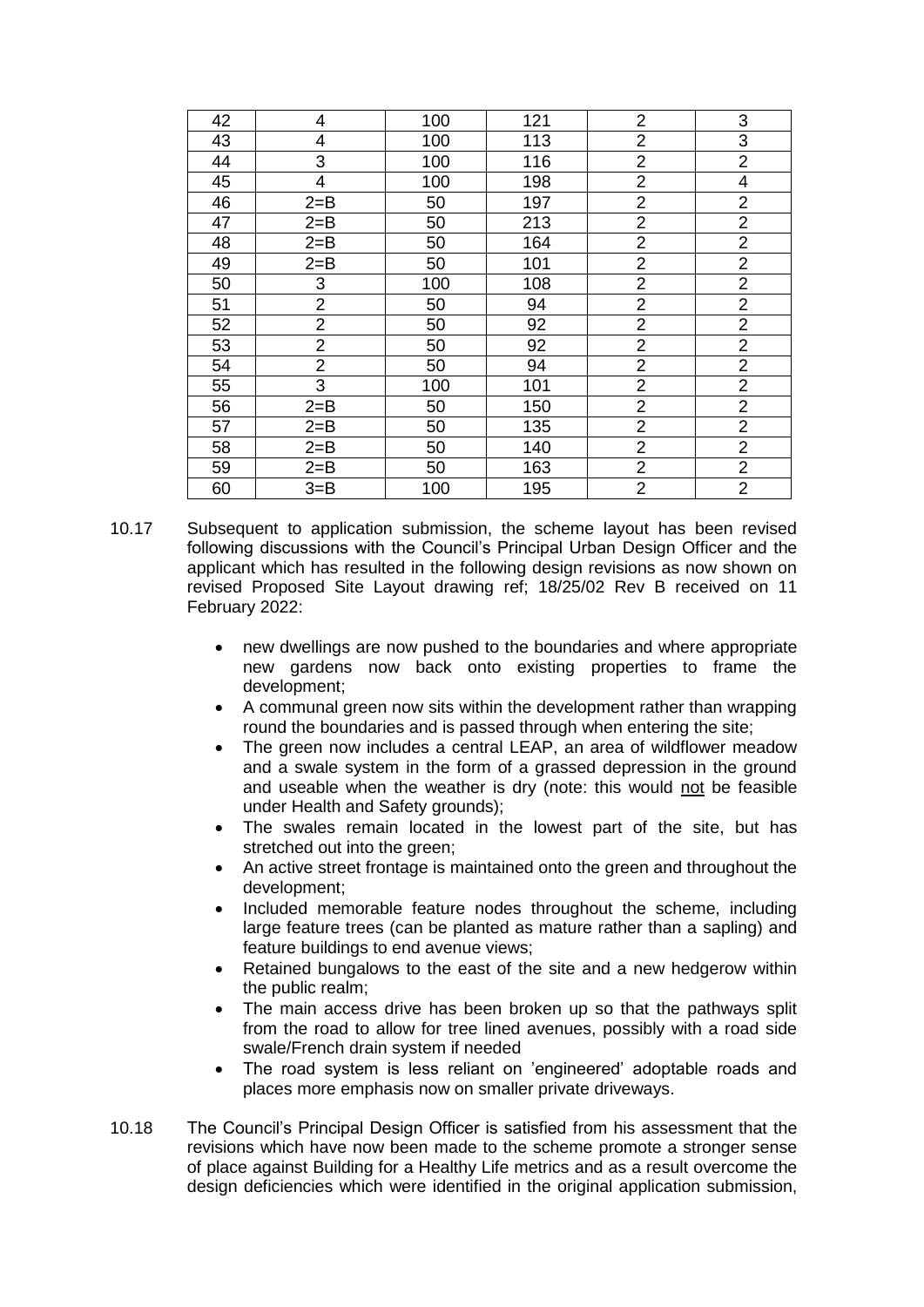| 42 | 4 | 100 | 121 | 2 | 3 |
|---|---|---|---|---|---|
| 43 | 4 | 100 | 113 | 2 | 3 |
| 44 | 3 | 100 | 116 | 2 | 2 |
| 45 | 4 | 100 | 198 | 2 | 4 |
| 46 | 2=B | 50 | 197 | 2 | 2 |
| 47 | 2=B | 50 | 213 | 2 | 2 |
| 48 | 2=B | 50 | 164 | 2 | 2 |
| 49 | 2=B | 50 | 101 | 2 | 2 |
| 50 | 3 | 100 | 108 | 2 | 2 |
| 51 | 2 | 50 | 94 | 2 | 2 |
| 52 | 2 | 50 | 92 | 2 | 2 |
| 53 | 2 | 50 | 92 | 2 | 2 |
| 54 | 2 | 50 | 94 | 2 | 2 |
| 55 | 3 | 100 | 101 | 2 | 2 |
| 56 | 2=B | 50 | 150 | 2 | 2 |
| 57 | 2=B | 50 | 135 | 2 | 2 |
| 58 | 2=B | 50 | 140 | 2 | 2 |
| 59 | 2=B | 50 | 163 | 2 | 2 |
| 60 | 3=B | 100 | 195 | 2 | 2 |

10.17 Subsequent to application submission, the scheme layout has been revised following discussions with the Council's Principal Urban Design Officer and the applicant which has resulted in the following design revisions as now shown on revised Proposed Site Layout drawing ref; 18/25/02 Rev B received on 11 February 2022:

- new dwellings are now pushed to the boundaries and where appropriate new gardens now back onto existing properties to frame the development;
- A communal green now sits within the development rather than wrapping round the boundaries and is passed through when entering the site;
- The green now includes a central LEAP, an area of wildflower meadow and a swale system in the form of a grassed depression in the ground and useable when the weather is dry (note: this would not be feasible under Health and Safety grounds);
- The swales remain located in the lowest part of the site, but has stretched out into the green;
- An active street frontage is maintained onto the green and throughout the development;
- Included memorable feature nodes throughout the scheme, including large feature trees (can be planted as mature rather than a sapling) and feature buildings to end avenue views;
- Retained bungalows to the east of the site and a new hedgerow within the public realm;
- The main access drive has been broken up so that the pathways split from the road to allow for tree lined avenues, possibly with a road side swale/French drain system if needed
- The road system is less reliant on 'engineered' adoptable roads and places more emphasis now on smaller private driveways.

10.18 The Council's Principal Design Officer is satisfied from his assessment that the revisions which have now been made to the scheme promote a stronger sense of place against Building for a Healthy Life metrics and as a result overcome the design deficiencies which were identified in the original application submission,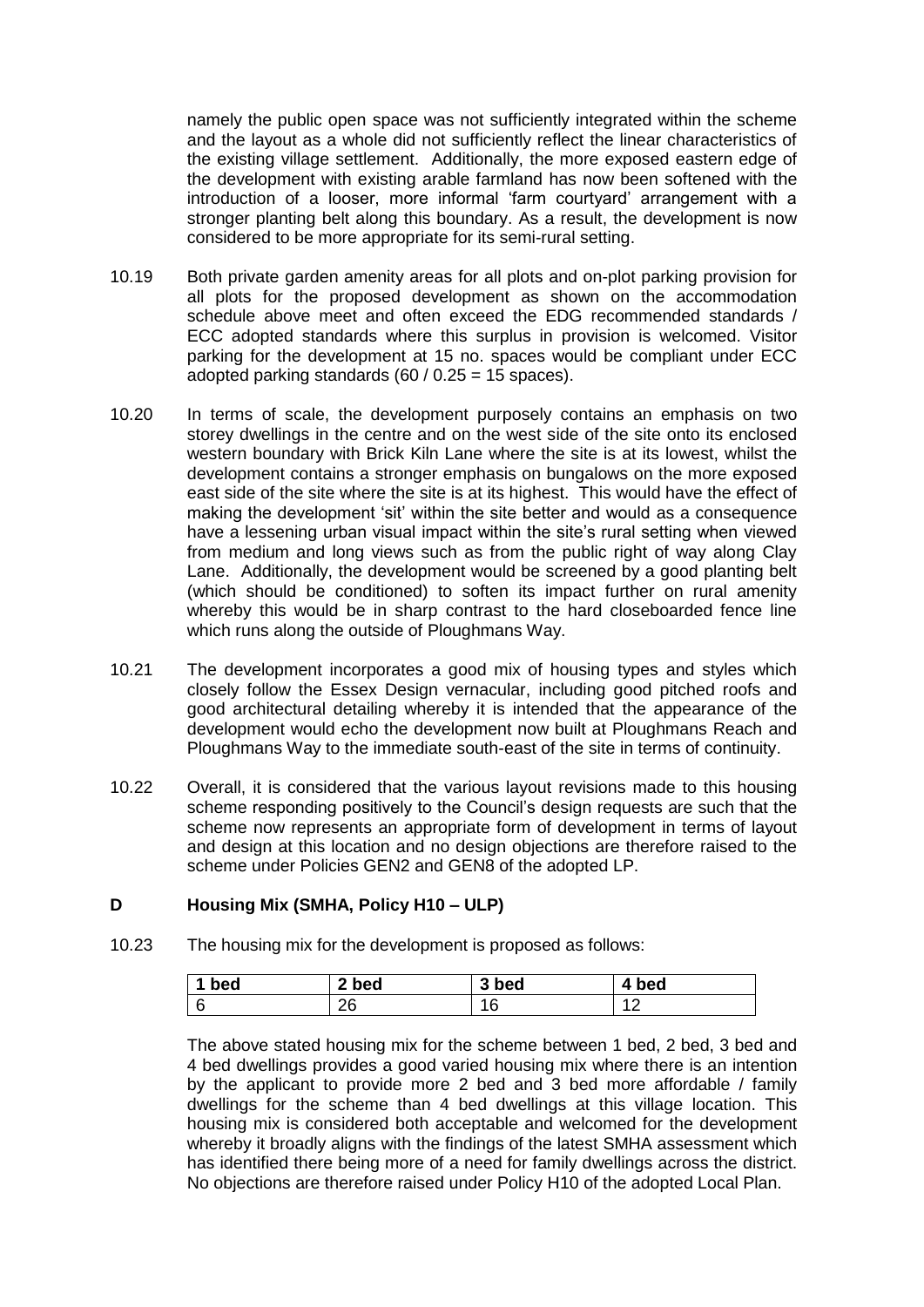namely the public open space was not sufficiently integrated within the scheme and the layout as a whole did not sufficiently reflect the linear characteristics of the existing village settlement. Additionally, the more exposed eastern edge of the development with existing arable farmland has now been softened with the introduction of a looser, more informal 'farm courtyard' arrangement with a stronger planting belt along this boundary. As a result, the development is now considered to be more appropriate for its semi-rural setting.

10.19 Both private garden amenity areas for all plots and on-plot parking provision for all plots for the proposed development as shown on the accommodation schedule above meet and often exceed the EDG recommended standards / ECC adopted standards where this surplus in provision is welcomed. Visitor parking for the development at 15 no. spaces would be compliant under ECC adopted parking standards (60 / 0.25 = 15 spaces).

10.20 In terms of scale, the development purposely contains an emphasis on two storey dwellings in the centre and on the west side of the site onto its enclosed western boundary with Brick Kiln Lane where the site is at its lowest, whilst the development contains a stronger emphasis on bungalows on the more exposed east side of the site where the site is at its highest. This would have the effect of making the development 'sit' within the site better and would as a consequence have a lessening urban visual impact within the site's rural setting when viewed from medium and long views such as from the public right of way along Clay Lane. Additionally, the development would be screened by a good planting belt (which should be conditioned) to soften its impact further on rural amenity whereby this would be in sharp contrast to the hard closeboarded fence line which runs along the outside of Ploughmans Way.

10.21 The development incorporates a good mix of housing types and styles which closely follow the Essex Design vernacular, including good pitched roofs and good architectural detailing whereby it is intended that the appearance of the development would echo the development now built at Ploughmans Reach and Ploughmans Way to the immediate south-east of the site in terms of continuity.

10.22 Overall, it is considered that the various layout revisions made to this housing scheme responding positively to the Council's design requests are such that the scheme now represents an appropriate form of development in terms of layout and design at this location and no design objections are therefore raised to the scheme under Policies GEN2 and GEN8 of the adopted LP.

## D Housing Mix (SMHA, Policy H10 – ULP)

10.23 The housing mix for the development is proposed as follows:

| 1 bed | 2 bed | 3 bed | 4 bed |
|---|---|---|---|
| 6 | 26 | 16 | 12 |

The above stated housing mix for the scheme between 1 bed, 2 bed, 3 bed and 4 bed dwellings provides a good varied housing mix where there is an intention by the applicant to provide more 2 bed and 3 bed more affordable / family dwellings for the scheme than 4 bed dwellings at this village location. This housing mix is considered both acceptable and welcomed for the development whereby it broadly aligns with the findings of the latest SMHA assessment which has identified there being more of a need for family dwellings across the district. No objections are therefore raised under Policy H10 of the adopted Local Plan.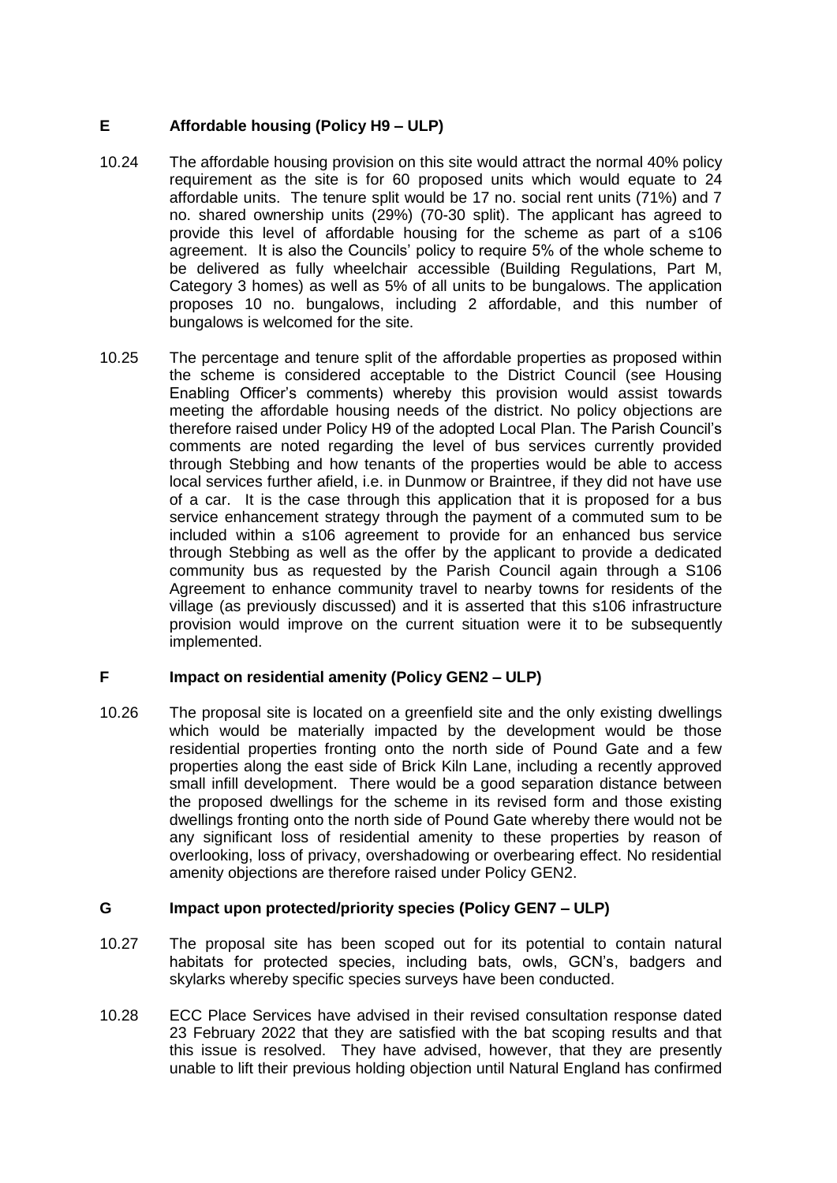## E Affordable housing (Policy H9 – ULP)

10.24 The affordable housing provision on this site would attract the normal 40% policy requirement as the site is for 60 proposed units which would equate to 24 affordable units. The tenure split would be 17 no. social rent units (71%) and 7 no. shared ownership units (29%) (70-30 split). The applicant has agreed to provide this level of affordable housing for the scheme as part of a s106 agreement. It is also the Councils' policy to require 5% of the whole scheme to be delivered as fully wheelchair accessible (Building Regulations, Part M, Category 3 homes) as well as 5% of all units to be bungalows. The application proposes 10 no. bungalows, including 2 affordable, and this number of bungalows is welcomed for the site.

10.25 The percentage and tenure split of the affordable properties as proposed within the scheme is considered acceptable to the District Council (see Housing Enabling Officer's comments) whereby this provision would assist towards meeting the affordable housing needs of the district. No policy objections are therefore raised under Policy H9 of the adopted Local Plan. The Parish Council's comments are noted regarding the level of bus services currently provided through Stebbing and how tenants of the properties would be able to access local services further afield, i.e. in Dunmow or Braintree, if they did not have use of a car. It is the case through this application that it is proposed for a bus service enhancement strategy through the payment of a commuted sum to be included within a s106 agreement to provide for an enhanced bus service through Stebbing as well as the offer by the applicant to provide a dedicated community bus as requested by the Parish Council again through a S106 Agreement to enhance community travel to nearby towns for residents of the village (as previously discussed) and it is asserted that this s106 infrastructure provision would improve on the current situation were it to be subsequently implemented.

## F Impact on residential amenity (Policy GEN2 – ULP)

10.26 The proposal site is located on a greenfield site and the only existing dwellings which would be materially impacted by the development would be those residential properties fronting onto the north side of Pound Gate and a few properties along the east side of Brick Kiln Lane, including a recently approved small infill development. There would be a good separation distance between the proposed dwellings for the scheme in its revised form and those existing dwellings fronting onto the north side of Pound Gate whereby there would not be any significant loss of residential amenity to these properties by reason of overlooking, loss of privacy, overshadowing or overbearing effect. No residential amenity objections are therefore raised under Policy GEN2.

## G Impact upon protected/priority species (Policy GEN7 – ULP)

10.27 The proposal site has been scoped out for its potential to contain natural habitats for protected species, including bats, owls, GCN's, badgers and skylarks whereby specific species surveys have been conducted.

10.28 ECC Place Services have advised in their revised consultation response dated 23 February 2022 that they are satisfied with the bat scoping results and that this issue is resolved. They have advised, however, that they are presently unable to lift their previous holding objection until Natural England has confirmed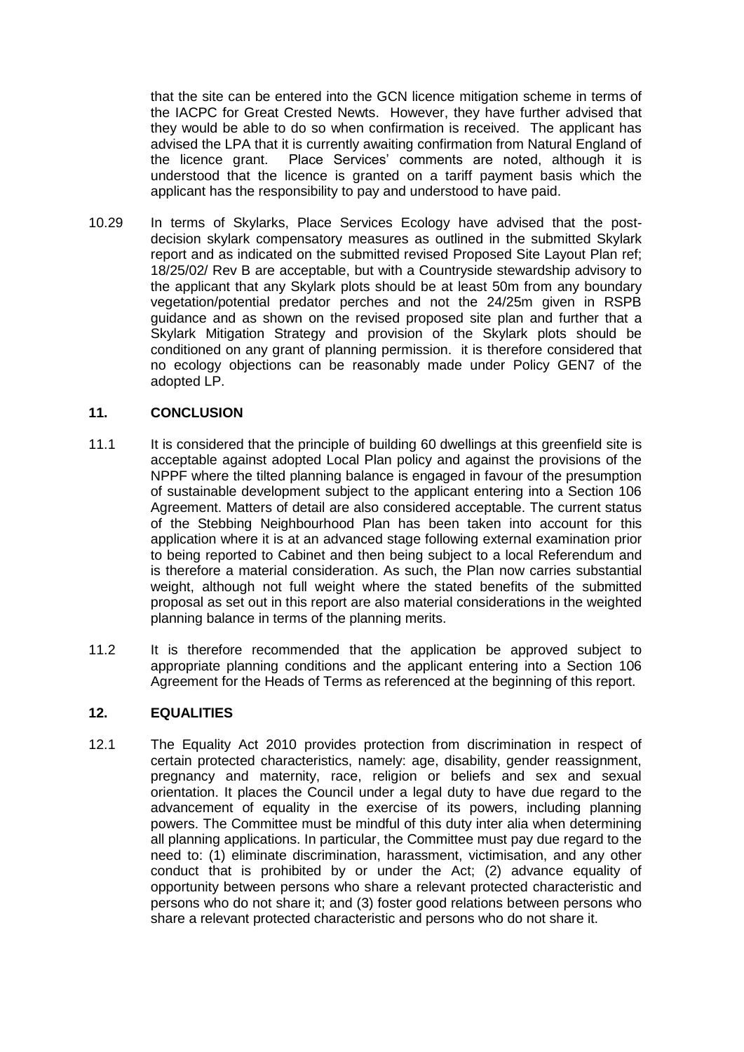that the site can be entered into the GCN licence mitigation scheme in terms of the IACPC for Great Crested Newts. However, they have further advised that they would be able to do so when confirmation is received. The applicant has advised the LPA that it is currently awaiting confirmation from Natural England of the licence grant. Place Services' comments are noted, although it is understood that the licence is granted on a tariff payment basis which the applicant has the responsibility to pay and understood to have paid.

10.29 In terms of Skylarks, Place Services Ecology have advised that the post-decision skylark compensatory measures as outlined in the submitted Skylark report and as indicated on the submitted revised Proposed Site Layout Plan ref; 18/25/02/ Rev B are acceptable, but with a Countryside stewardship advisory to the applicant that any Skylark plots should be at least 50m from any boundary vegetation/potential predator perches and not the 24/25m given in RSPB guidance and as shown on the revised proposed site plan and further that a Skylark Mitigation Strategy and provision of the Skylark plots should be conditioned on any grant of planning permission. it is therefore considered that no ecology objections can be reasonably made under Policy GEN7 of the adopted LP.

## 11. CONCLUSION

11.1 It is considered that the principle of building 60 dwellings at this greenfield site is acceptable against adopted Local Plan policy and against the provisions of the NPPF where the tilted planning balance is engaged in favour of the presumption of sustainable development subject to the applicant entering into a Section 106 Agreement. Matters of detail are also considered acceptable. The current status of the Stebbing Neighbourhood Plan has been taken into account for this application where it is at an advanced stage following external examination prior to being reported to Cabinet and then being subject to a local Referendum and is therefore a material consideration. As such, the Plan now carries substantial weight, although not full weight where the stated benefits of the submitted proposal as set out in this report are also material considerations in the weighted planning balance in terms of the planning merits.

11.2 It is therefore recommended that the application be approved subject to appropriate planning conditions and the applicant entering into a Section 106 Agreement for the Heads of Terms as referenced at the beginning of this report.

## 12. EQUALITIES

12.1 The Equality Act 2010 provides protection from discrimination in respect of certain protected characteristics, namely: age, disability, gender reassignment, pregnancy and maternity, race, religion or beliefs and sex and sexual orientation. It places the Council under a legal duty to have due regard to the advancement of equality in the exercise of its powers, including planning powers. The Committee must be mindful of this duty inter alia when determining all planning applications. In particular, the Committee must pay due regard to the need to: (1) eliminate discrimination, harassment, victimisation, and any other conduct that is prohibited by or under the Act; (2) advance equality of opportunity between persons who share a relevant protected characteristic and persons who do not share it; and (3) foster good relations between persons who share a relevant protected characteristic and persons who do not share it.